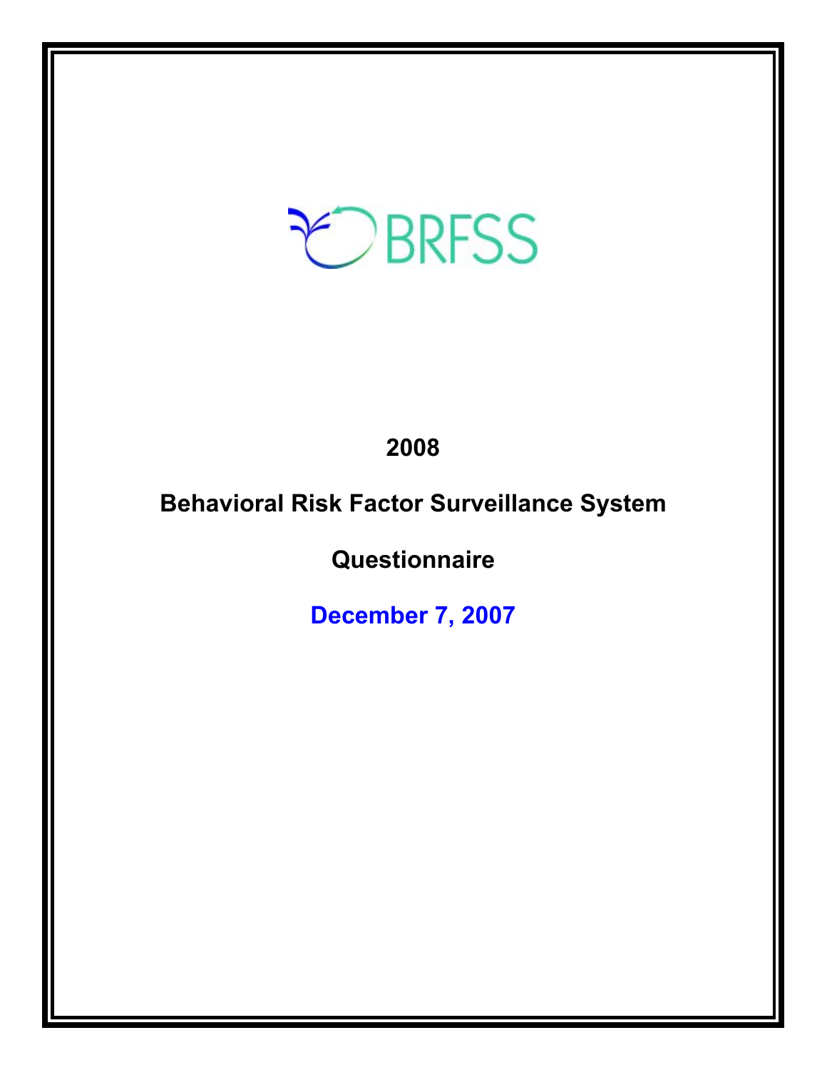BRFSS

# 2008

# Behavioral Risk Factor Surveillance System

# Questionnaire

**December 7, 2007**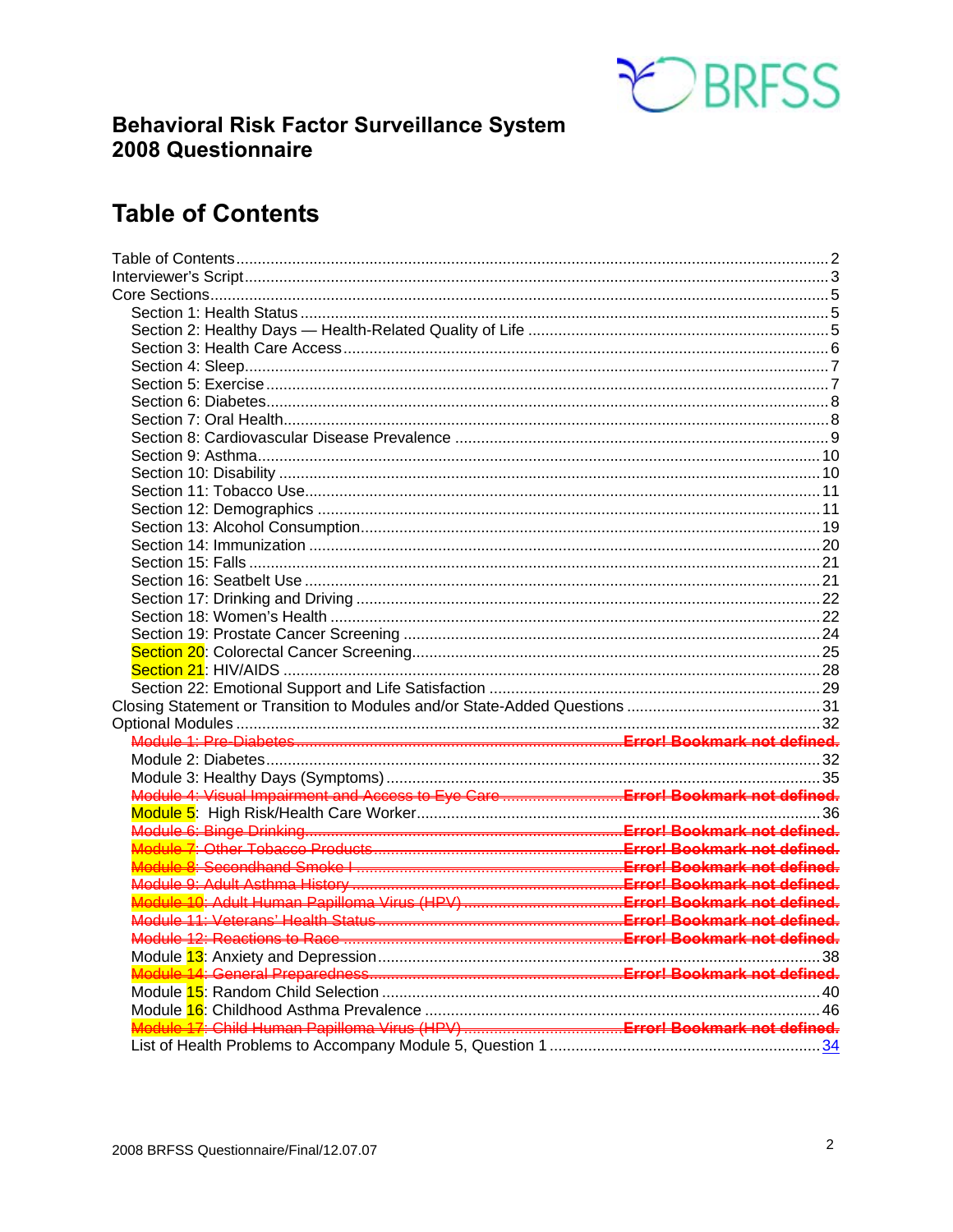# Behavioral Risk Factor Surveillance System 2008 Questionnaire

## Table of Contents

Table of Contents ........................................................ 2
Interviewer's Script ........................................................ 3
Core Sections ........................................................ 5
- Section 1: Health Status ........................................................ 5
- Section 2: Healthy Days — Health-Related Quality of Life ........................................................ 5
- Section 3: Health Care Access ........................................................ 6
- Section 4: Sleep ........................................................ 7
- Section 5: Exercise ........................................................ 7
- Section 6: Diabetes ........................................................ 8
- Section 7: Oral Health ........................................................ 8
- Section 8: Cardiovascular Disease Prevalence ........................................................ 9
- Section 9: Asthma ........................................................ 10
- Section 10: Disability ........................................................ 10
- Section 11: Tobacco Use ........................................................ 11
- Section 12: Demographics ........................................................ 11
- Section 13: Alcohol Consumption ........................................................ 19
- Section 14: Immunization ........................................................ 20
- Section 15: Falls ........................................................ 21
- Section 16: Seatbelt Use ........................................................ 21
- Section 17: Drinking and Driving ........................................................ 22
- Section 18: Women's Health ........................................................ 22
- Section 19: Prostate Cancer Screening ........................................................ 24
- Section 20: Colorectal Cancer Screening ........................................................ 25
- Section 21: HIV/AIDS ........................................................ 28
- Section 22: Emotional Support and Life Satisfaction ........................................................ 29

Closing Statement or Transition to Modules and/or State-Added Questions ........................................................ 31
Optional Modules ........................................................ 32
- ~~Module 1: Pre-Diabetes ........................................................ Error! Bookmark not defined.~~
- Module 2: Diabetes ........................................................ 32
- Module 3: Healthy Days (Symptoms) ........................................................ 35
- ~~Module 4: Visual Impairment and Access to Eye Care ........................................................ Error! Bookmark not defined.~~
- Module 5: High Risk/Health Care Worker ........................................................ 36
- ~~Module 6: Binge Drinking ........................................................ Error! Bookmark not defined.~~
- ~~Module 7: Other Tobacco Products ........................................................ Error! Bookmark not defined.~~
- ~~Module 8: Secondhand Smoke I ........................................................ Error! Bookmark not defined.~~
- ~~Module 9: Adult Asthma History ........................................................ Error! Bookmark not defined.~~
- ~~Module 10: Adult Human Papilloma Virus (HPV) ........................................................ Error! Bookmark not defined.~~
- ~~Module 11: Veterans' Health Status ........................................................ Error! Bookmark not defined.~~
- ~~Module 12: Reactions to Race ........................................................ Error! Bookmark not defined.~~
- Module 13: Anxiety and Depression ........................................................ 38
- ~~Module 14: General Preparedness ........................................................ Error! Bookmark not defined.~~
- Module 15: Random Child Selection ........................................................ 40
- Module 16: Childhood Asthma Prevalence ........................................................ 46
- ~~Module 17: Child Human Papilloma Virus (HPV) ........................................................ Error! Bookmark not defined.~~
- List of Health Problems to Accompany Module 5, Question 1 ........................................................ 34

2008 BRFSS Questionnaire/Final/12.07.07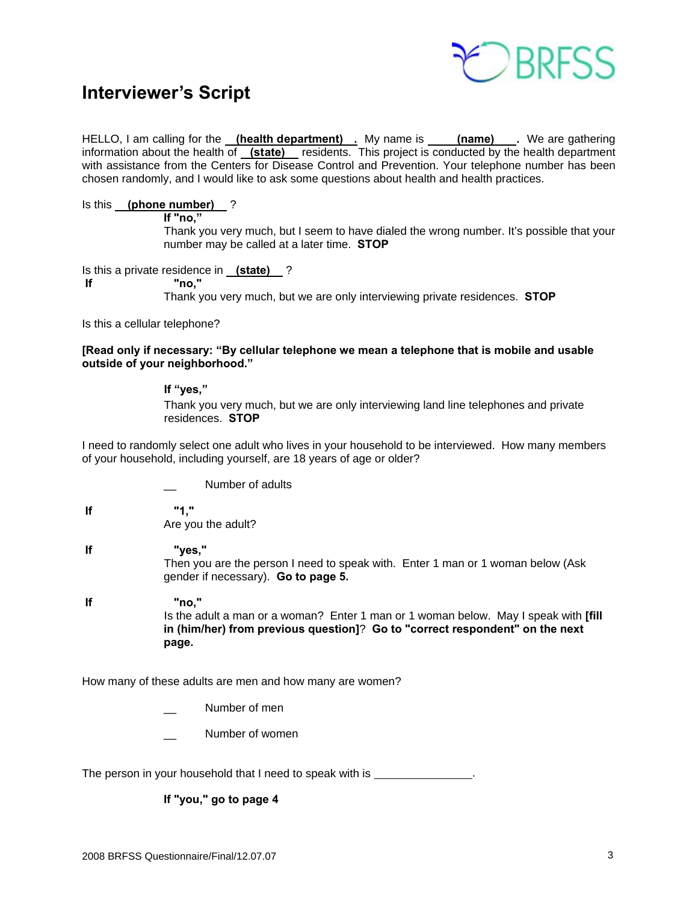## Interviewer's Script

HELLO, I am calling for the **(health department)**. My name is **(name)**. We are gathering information about the health of **(state)** residents. This project is conducted by the health department with assistance from the Centers for Disease Control and Prevention. Your telephone number has been chosen randomly, and I would like to ask some questions about health and health practices.

Is this **(phone number)** ?

**If "no,"**
Thank you very much, but I seem to have dialed the wrong number. It's possible that your number may be called at a later time. **STOP**

Is this a private residence in **(state)** ?

**If "no,"**
Thank you very much, but we are only interviewing private residences. **STOP**

Is this a cellular telephone?

**[Read only if necessary: "By cellular telephone we mean a telephone that is mobile and usable outside of your neighborhood."**

**If "yes,"**
Thank you very much, but we are only interviewing land line telephones and private residences. **STOP**

I need to randomly select one adult who lives in your household to be interviewed. How many members of your household, including yourself, are 18 years of age or older?

__ Number of adults

**If "1,"**
Are you the adult?

**If "yes,"**
Then you are the person I need to speak with. Enter 1 man or 1 woman below (Ask gender if necessary). **Go to page 5.**

**If "no,"**
Is the adult a man or a woman? Enter 1 man or 1 woman below. May I speak with **[fill in (him/her) from previous question]**? **Go to "correct respondent" on the next page.**

How many of these adults are men and how many are women?

__ Number of men

__ Number of women

The person in your household that I need to speak with is _______________.

**If "you," go to page 4**

2008 BRFSS Questionnaire/Final/12.07.07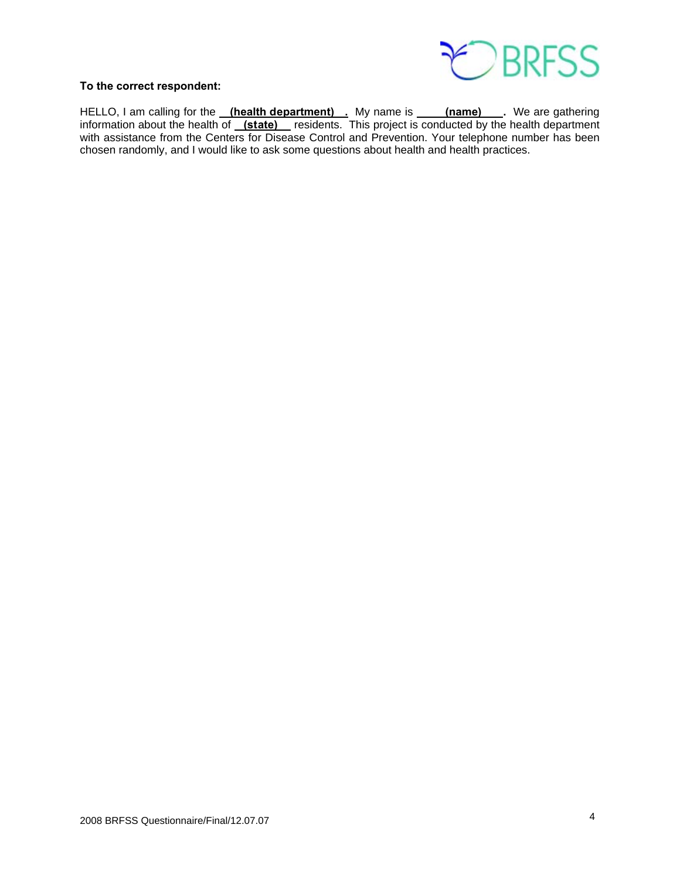**To the correct respondent:**

HELLO, I am calling for the **(health department)**. My name is **(name)**. We are gathering information about the health of **(state)** residents. This project is conducted by the health department with assistance from the Centers for Disease Control and Prevention. Your telephone number has been chosen randomly, and I would like to ask some questions about health and health practices.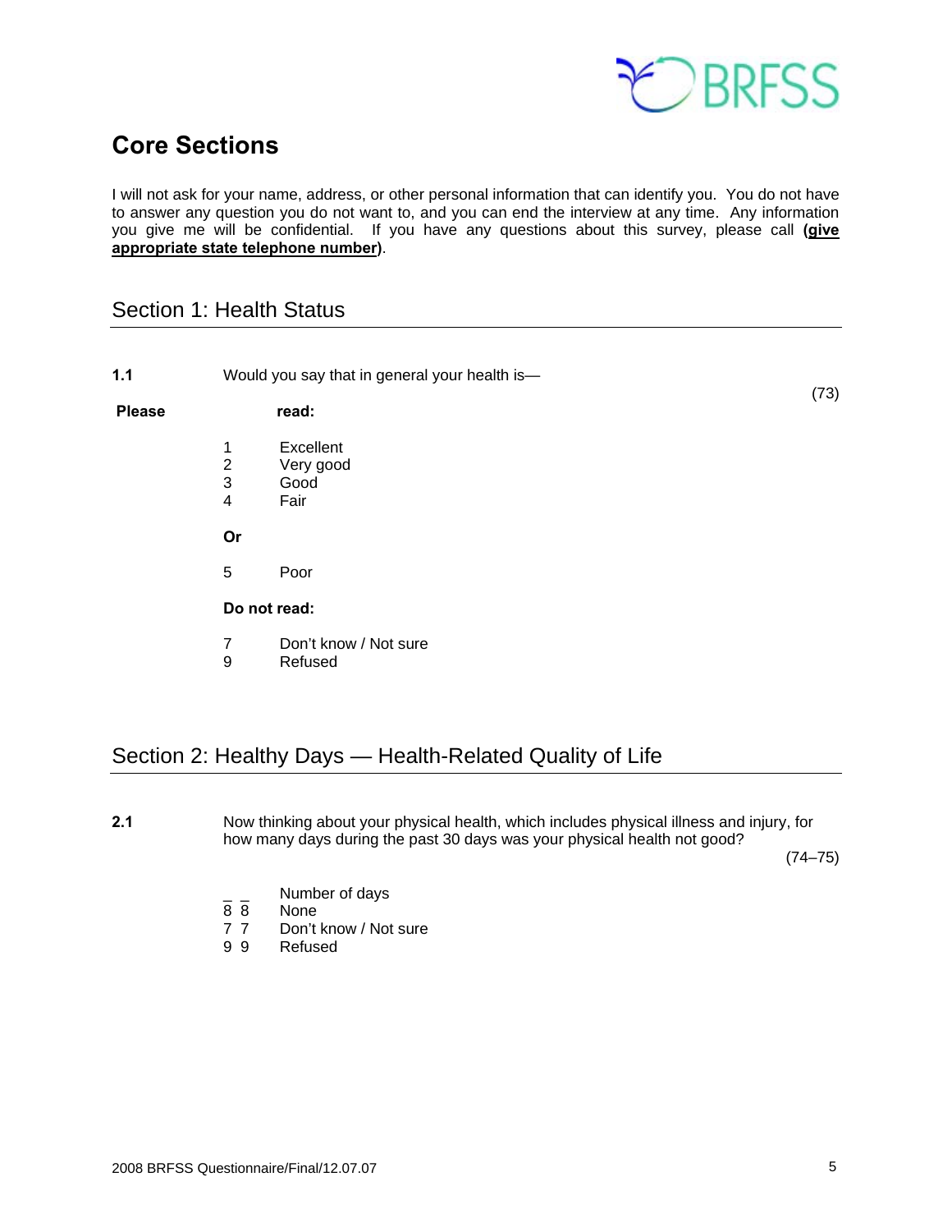# Core Sections

I will not ask for your name, address, or other personal information that can identify you. You do not have to answer any question you do not want to, and you can end the interview at any time. Any information you give me will be confidential. If you have any questions about this survey, please call **(give appropriate state telephone number)**.

## Section 1: Health Status

**1.1** Would you say that in general your health is— (73)

**Please read:**

1 Excellent
2 Very good
3 Good
4 Fair

**Or**

5 Poor

**Do not read:**

7 Don't know / Not sure
9 Refused

## Section 2: Healthy Days — Health-Related Quality of Life

**2.1** Now thinking about your physical health, which includes physical illness and injury, for how many days during the past 30 days was your physical health not good? (74–75)

_ _ Number of days
8 8 None
7 7 Don't know / Not sure
9 9 Refused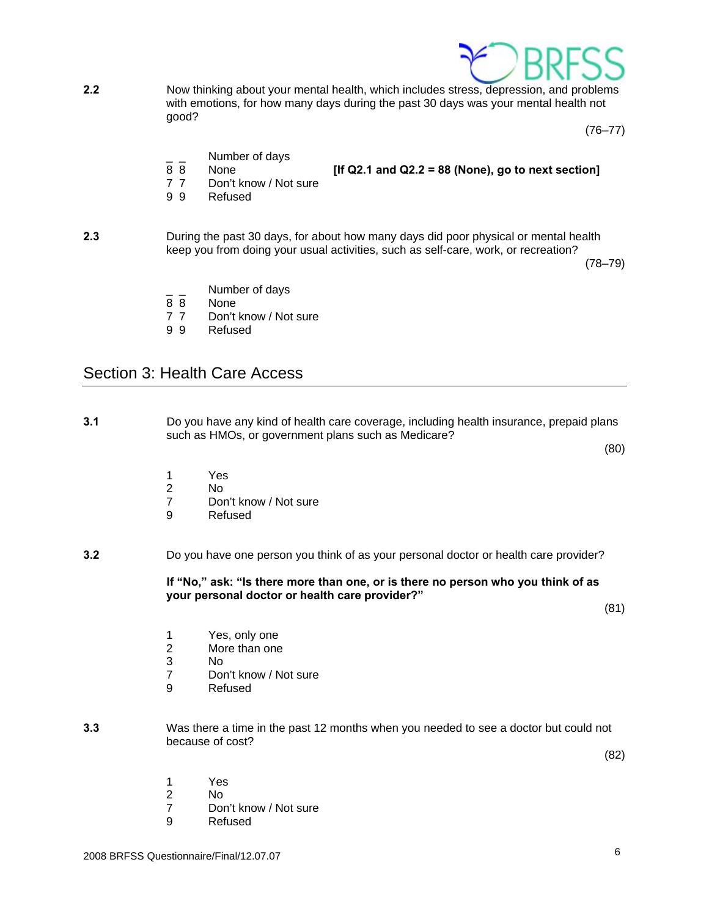**2.2** Now thinking about your mental health, which includes stress, depression, and problems with emotions, for how many days during the past 30 days was your mental health not good?

(76–77)

_ _ Number of days
8 8 None **[If Q2.1 and Q2.2 = 88 (None), go to next section]**
7 7 Don't know / Not sure
9 9 Refused

**2.3** During the past 30 days, for about how many days did poor physical or mental health keep you from doing your usual activities, such as self-care, work, or recreation?

(78–79)

_ _ Number of days
8 8 None
7 7 Don't know / Not sure
9 9 Refused

## Section 3: Health Care Access

**3.1** Do you have any kind of health care coverage, including health insurance, prepaid plans such as HMOs, or government plans such as Medicare?

(80)

1 Yes
2 No
7 Don't know / Not sure
9 Refused

**3.2** Do you have one person you think of as your personal doctor or health care provider?

**If "No," ask: "Is there more than one, or is there no person who you think of as your personal doctor or health care provider?"**

(81)

1 Yes, only one
2 More than one
3 No
7 Don't know / Not sure
9 Refused

**3.3** Was there a time in the past 12 months when you needed to see a doctor but could not because of cost?

(82)

1 Yes
2 No
7 Don't know / Not sure
9 Refused

2008 BRFSS Questionnaire/Final/12.07.07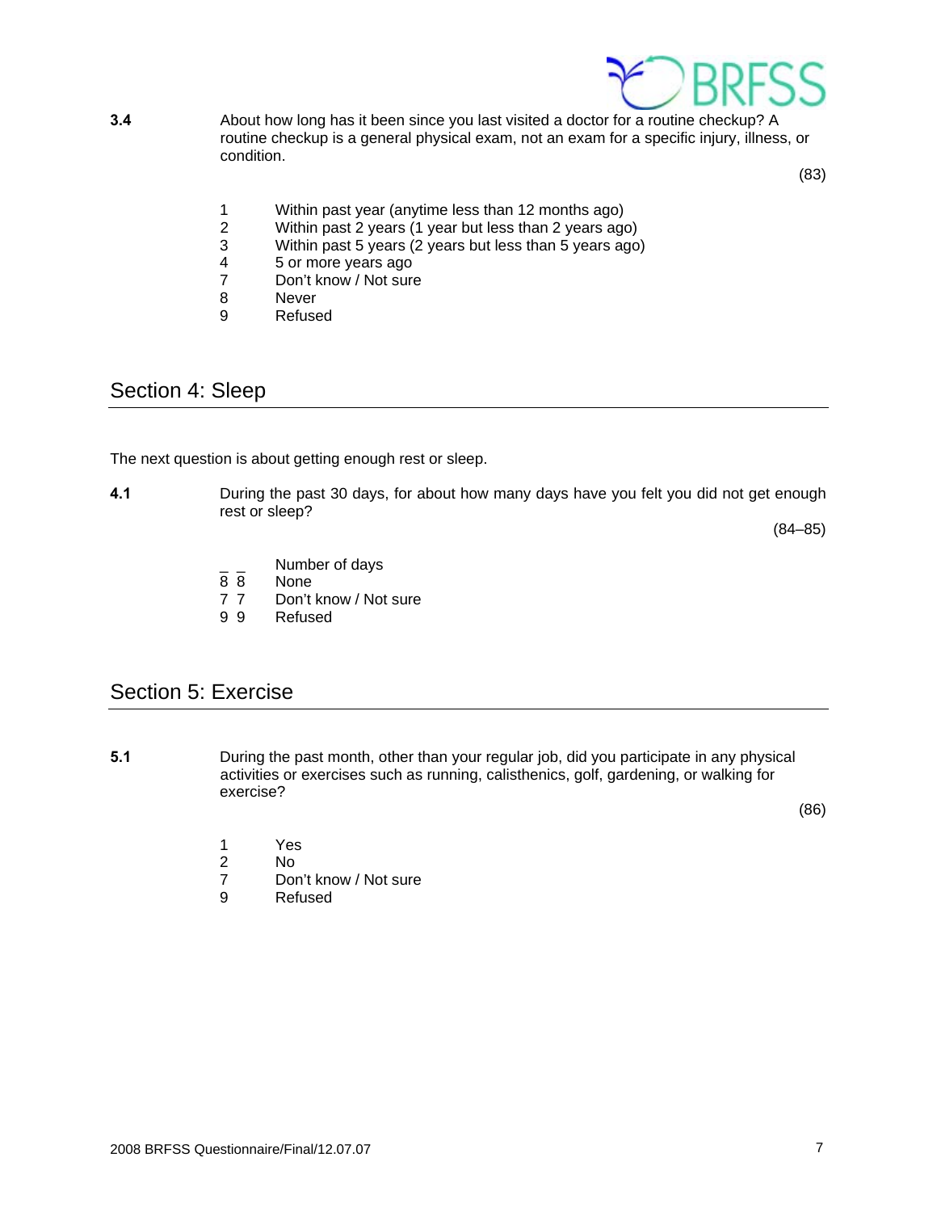**3.4** About how long has it been since you last visited a doctor for a routine checkup? A routine checkup is a general physical exam, not an exam for a specific injury, illness, or condition.

(83)

1 Within past year (anytime less than 12 months ago)
2 Within past 2 years (1 year but less than 2 years ago)
3 Within past 5 years (2 years but less than 5 years ago)
4 5 or more years ago
7 Don't know / Not sure
8 Never
9 Refused

## Section 4: Sleep

The next question is about getting enough rest or sleep.

**4.1** During the past 30 days, for about how many days have you felt you did not get enough rest or sleep?

(84–85)

_ _ Number of days
8 8 None
7 7 Don't know / Not sure
9 9 Refused

## Section 5: Exercise

**5.1** During the past month, other than your regular job, did you participate in any physical activities or exercises such as running, calisthenics, golf, gardening, or walking for exercise?

(86)

1 Yes
2 No
7 Don't know / Not sure
9 Refused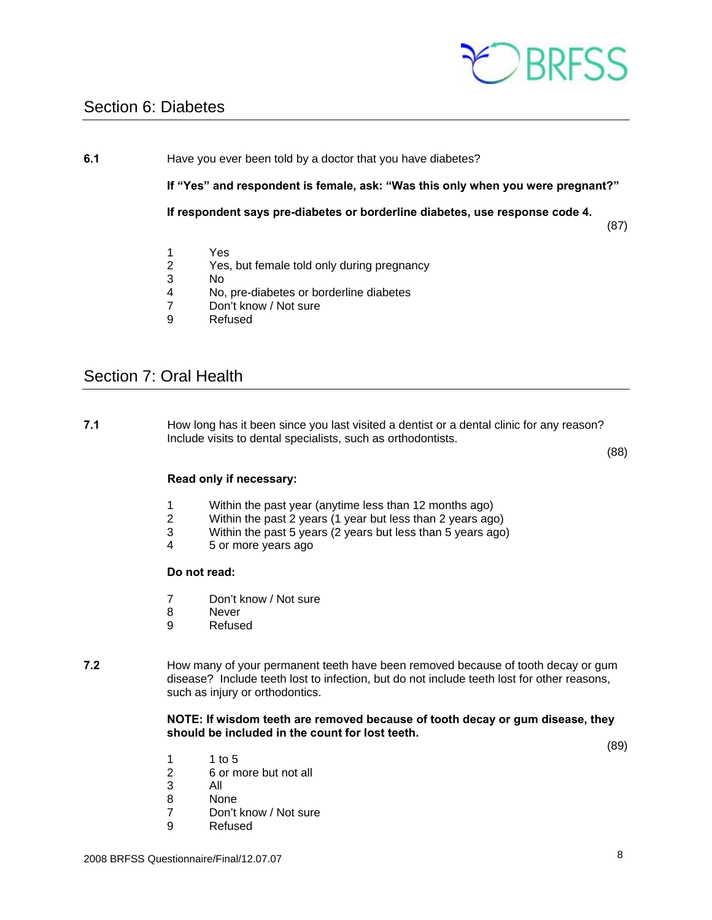## Section 6: Diabetes

**6.1** Have you ever been told by a doctor that you have diabetes?

**If "Yes" and respondent is female, ask: "Was this only when you were pregnant?"**

**If respondent says pre-diabetes or borderline diabetes, use response code 4.**

(87)

1 Yes
2 Yes, but female told only during pregnancy
3 No
4 No, pre-diabetes or borderline diabetes
7 Don't know / Not sure
9 Refused

## Section 7: Oral Health

**7.1** How long has it been since you last visited a dentist or a dental clinic for any reason? Include visits to dental specialists, such as orthodontists.

(88)

**Read only if necessary:**

1 Within the past year (anytime less than 12 months ago)
2 Within the past 2 years (1 year but less than 2 years ago)
3 Within the past 5 years (2 years but less than 5 years ago)
4 5 or more years ago

**Do not read:**

7 Don't know / Not sure
8 Never
9 Refused

**7.2** How many of your permanent teeth have been removed because of tooth decay or gum disease? Include teeth lost to infection, but do not include teeth lost for other reasons, such as injury or orthodontics.

**NOTE: If wisdom teeth are removed because of tooth decay or gum disease, they should be included in the count for lost teeth.**

(89)

1 1 to 5
2 6 or more but not all
3 All
8 None
7 Don't know / Not sure
9 Refused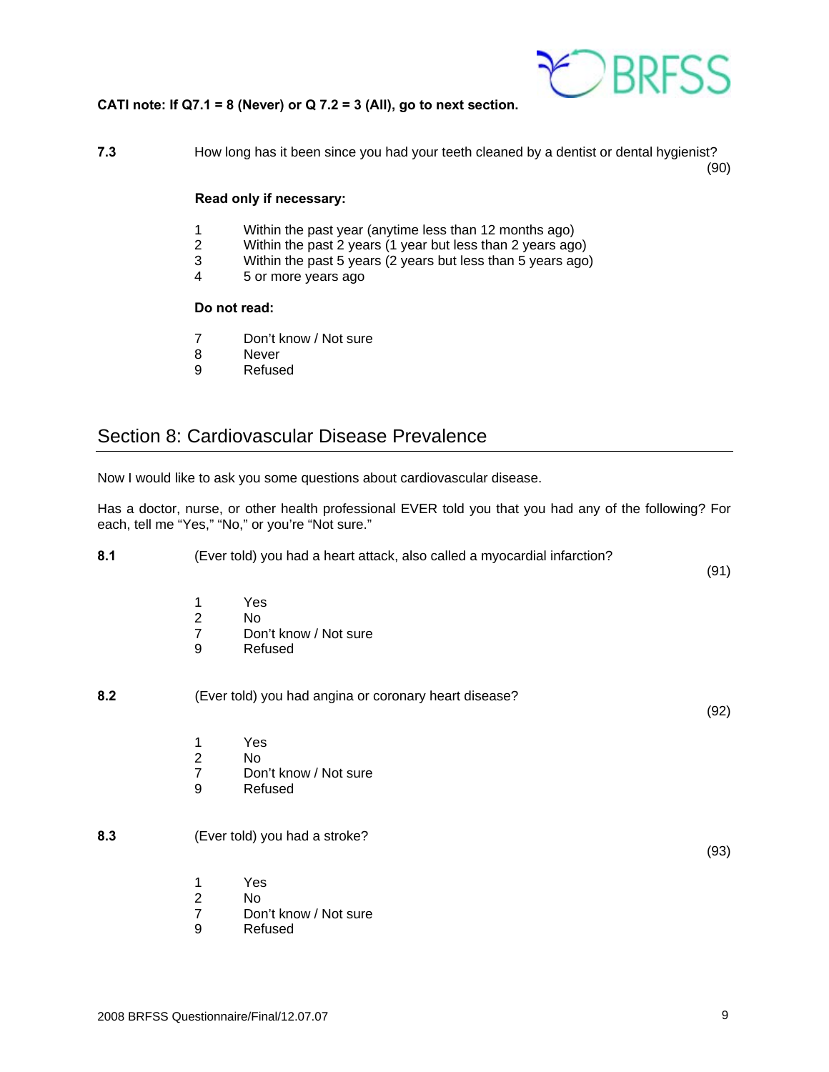**CATI note: If Q7.1 = 8 (Never) or Q 7.2 = 3 (All), go to next section.**

**7.3** How long has it been since you had your teeth cleaned by a dentist or dental hygienist? (90)

**Read only if necessary:**

1 Within the past year (anytime less than 12 months ago)
2 Within the past 2 years (1 year but less than 2 years ago)
3 Within the past 5 years (2 years but less than 5 years ago)
4 5 or more years ago

**Do not read:**

7 Don't know / Not sure
8 Never
9 Refused

## Section 8: Cardiovascular Disease Prevalence

Now I would like to ask you some questions about cardiovascular disease.

Has a doctor, nurse, or other health professional EVER told you that you had any of the following? For each, tell me "Yes," "No," or you're "Not sure."

**8.1** (Ever told) you had a heart attack, also called a myocardial infarction? (91)

1 Yes
2 No
7 Don't know / Not sure
9 Refused

**8.2** (Ever told) you had angina or coronary heart disease? (92)

1 Yes
2 No
7 Don't know / Not sure
9 Refused

**8.3** (Ever told) you had a stroke? (93)

1 Yes
2 No
7 Don't know / Not sure
9 Refused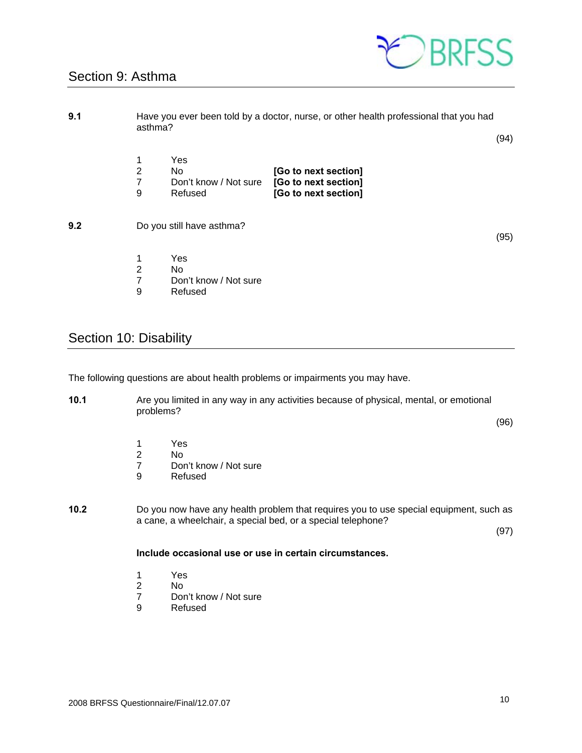## Section 9: Asthma

**9.1** Have you ever been told by a doctor, nurse, or other health professional that you had asthma?

(94)

1 Yes
2 No **[Go to next section]**
7 Don't know / Not sure **[Go to next section]**
9 Refused **[Go to next section]**

**9.2** Do you still have asthma?

(95)

1 Yes
2 No
7 Don't know / Not sure
9 Refused

## Section 10: Disability

The following questions are about health problems or impairments you may have.

**10.1** Are you limited in any way in any activities because of physical, mental, or emotional problems?

(96)

1 Yes
2 No
7 Don't know / Not sure
9 Refused

**10.2** Do you now have any health problem that requires you to use special equipment, such as a cane, a wheelchair, a special bed, or a special telephone?

(97)

**Include occasional use or use in certain circumstances.**

1 Yes
2 No
7 Don't know / Not sure
9 Refused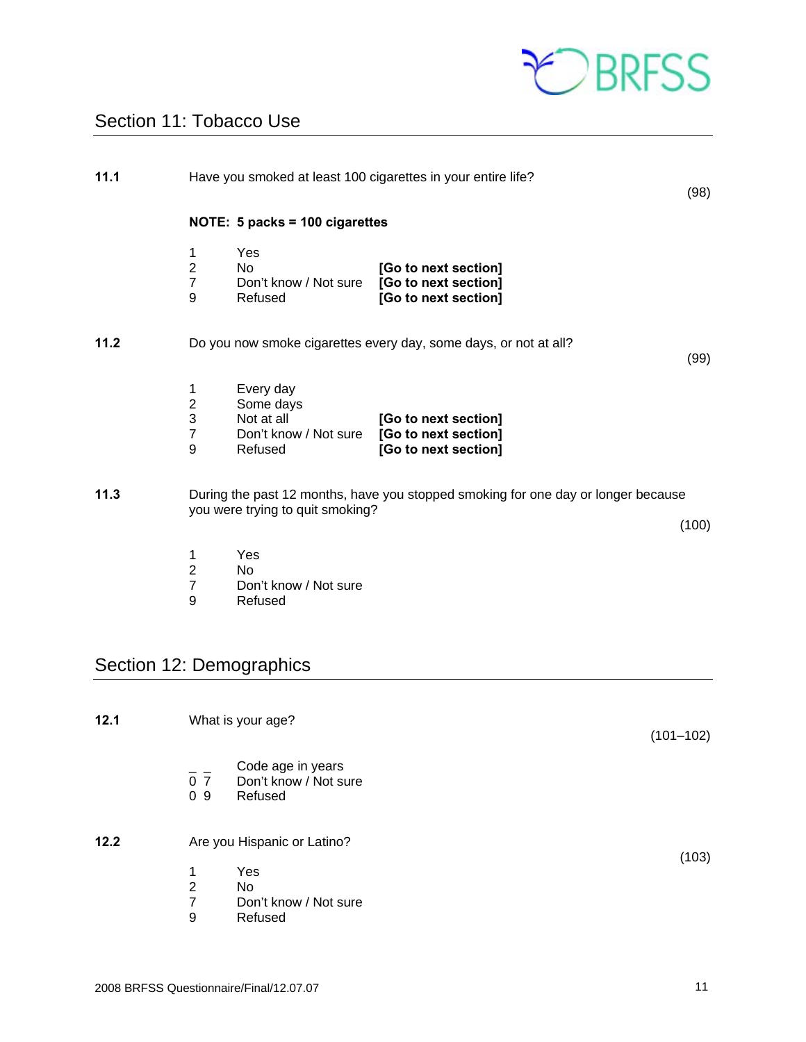## Section 11: Tobacco Use

**11.1** Have you smoked at least 100 cigarettes in your entire life? (98)

**NOTE: 5 packs = 100 cigarettes**

| | | |
|---|---|---|
| 1 | Yes | |
| 2 | No | **[Go to next section]** |
| 7 | Don't know / Not sure | **[Go to next section]** |
| 9 | Refused | **[Go to next section]** |

**11.2** Do you now smoke cigarettes every day, some days, or not at all? (99)

| | | |
|---|---|---|
| 1 | Every day | |
| 2 | Some days | |
| 3 | Not at all | **[Go to next section]** |
| 7 | Don't know / Not sure | **[Go to next section]** |
| 9 | Refused | **[Go to next section]** |

**11.3** During the past 12 months, have you stopped smoking for one day or longer because you were trying to quit smoking? (100)

| | |
|---|---|
| 1 | Yes |
| 2 | No |
| 7 | Don't know / Not sure |
| 9 | Refused |

## Section 12: Demographics

**12.1** What is your age? (101–102)

| | |
|---|---|
| _ _ | Code age in years |
| 0 7 | Don't know / Not sure |
| 0 9 | Refused |

**12.2** Are you Hispanic or Latino? (103)

| | |
|---|---|
| 1 | Yes |
| 2 | No |
| 7 | Don't know / Not sure |
| 9 | Refused |

2008 BRFSS Questionnaire/Final/12.07.07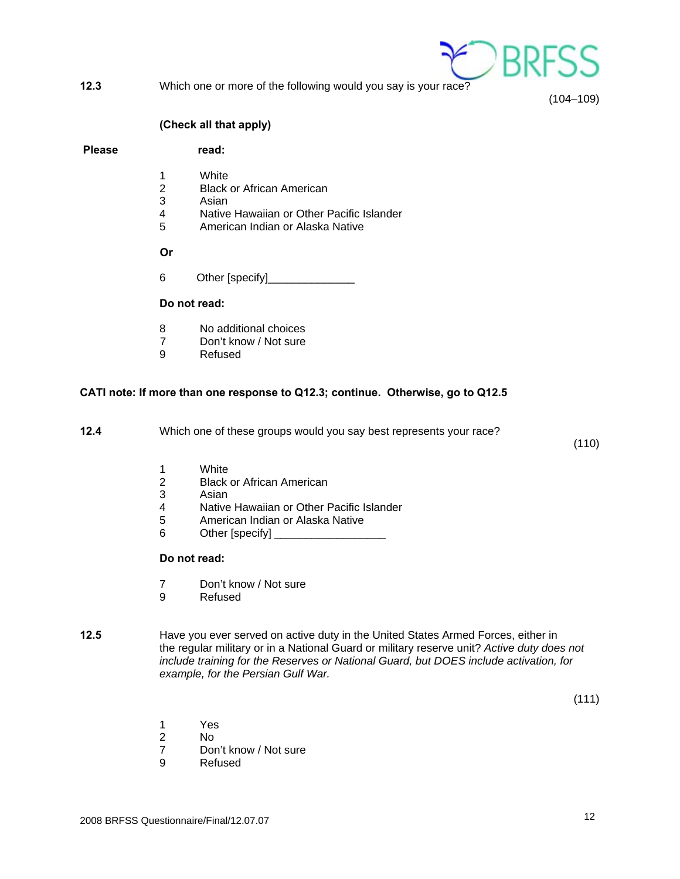**12.3** Which one or more of the following would you say is your race? (104–109)

**(Check all that apply)**

**Please read:**

1 White
2 Black or African American
3 Asian
4 Native Hawaiian or Other Pacific Islander
5 American Indian or Alaska Native

**Or**

6 Other [specify]______________

**Do not read:**

8 No additional choices
7 Don't know / Not sure
9 Refused

**CATI note: If more than one response to Q12.3; continue. Otherwise, go to Q12.5**

**12.4** Which one of these groups would you say best represents your race? (110)

1 White
2 Black or African American
3 Asian
4 Native Hawaiian or Other Pacific Islander
5 American Indian or Alaska Native
6 Other [specify] __________________

**Do not read:**

7 Don't know / Not sure
9 Refused

**12.5** Have you ever served on active duty in the United States Armed Forces, either in the regular military or in a National Guard or military reserve unit? *Active duty does not include training for the Reserves or National Guard, but DOES include activation, for example, for the Persian Gulf War.* (111)

1 Yes
2 No
7 Don't know / Not sure
9 Refused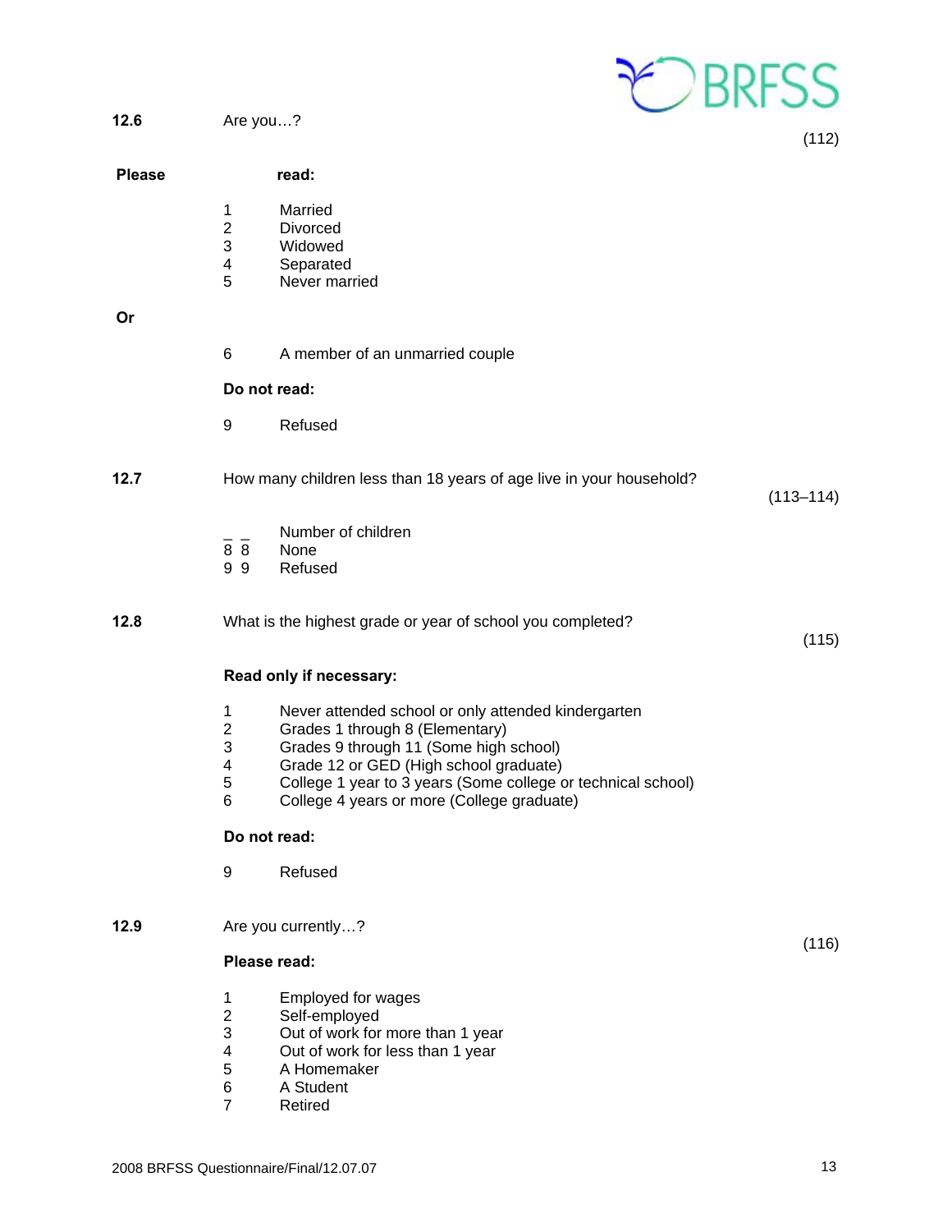**12.6** Are you…? (112)

**Please read:**

1 Married
2 Divorced
3 Widowed
4 Separated
5 Never married

**Or**

6 A member of an unmarried couple

**Do not read:**

9 Refused

**12.7** How many children less than 18 years of age live in your household? (113–114)

_ _ Number of children
8 8 None
9 9 Refused

**12.8** What is the highest grade or year of school you completed? (115)

**Read only if necessary:**

1 Never attended school or only attended kindergarten
2 Grades 1 through 8 (Elementary)
3 Grades 9 through 11 (Some high school)
4 Grade 12 or GED (High school graduate)
5 College 1 year to 3 years (Some college or technical school)
6 College 4 years or more (College graduate)

**Do not read:**

9 Refused

**12.9** Are you currently…? (116)

**Please read:**

1 Employed for wages
2 Self-employed
3 Out of work for more than 1 year
4 Out of work for less than 1 year
5 A Homemaker
6 A Student
7 Retired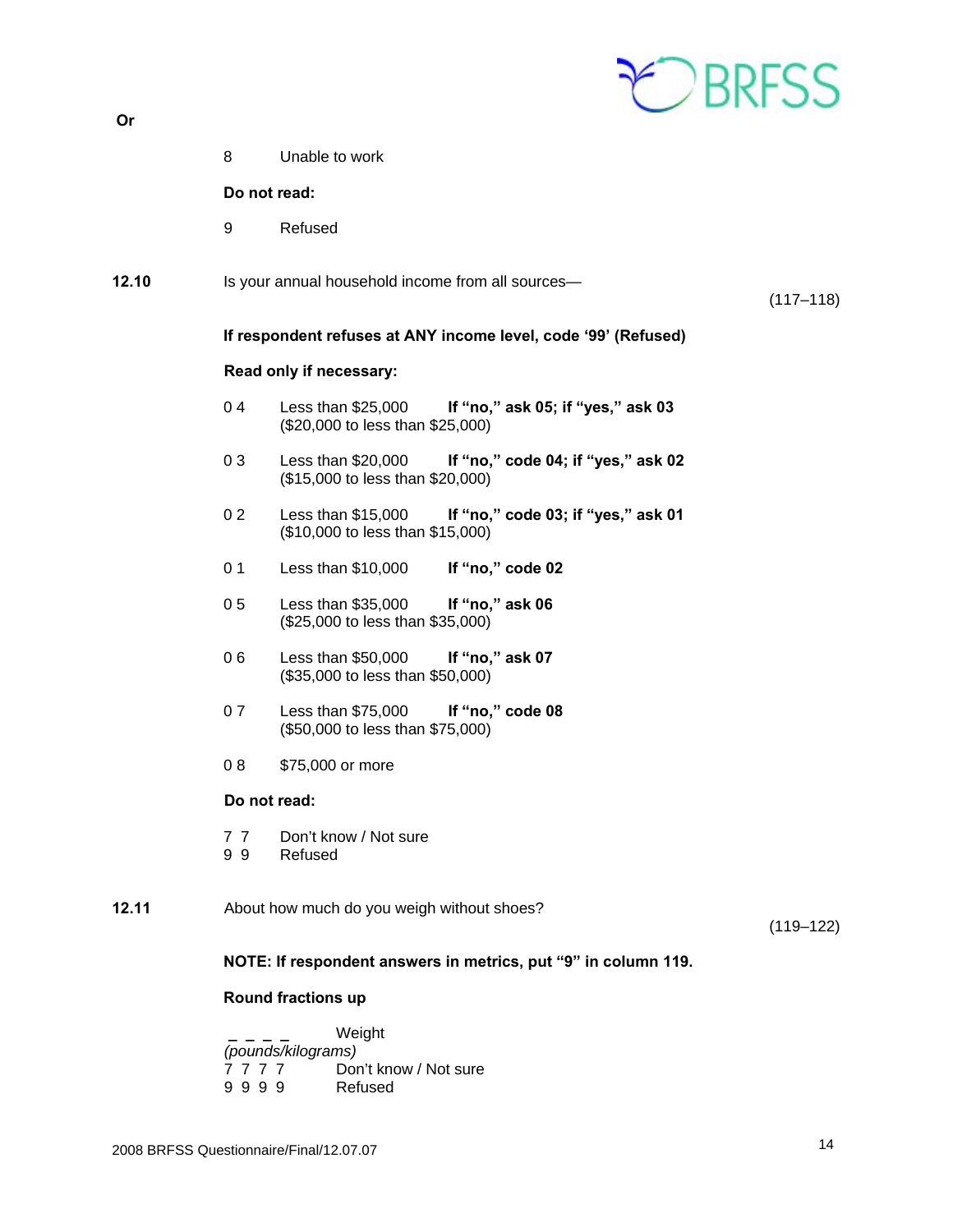**Or**

8 Unable to work

**Do not read:**

9 Refused

**12.10** Is your annual household income from all sources— (117–118)

**If respondent refuses at ANY income level, code '99' (Refused)**

**Read only if necessary:**

0 4 Less than $25,000 **If "no," ask 05; if "yes," ask 03**
($20,000 to less than $25,000)

0 3 Less than $20,000 **If "no," code 04; if "yes," ask 02**
($15,000 to less than $20,000)

0 2 Less than $15,000 **If "no," code 03; if "yes," ask 01**
($10,000 to less than $15,000)

0 1 Less than $10,000 **If "no," code 02**

0 5 Less than $35,000 **If "no," ask 06**
($25,000 to less than $35,000)

0 6 Less than $50,000 **If "no," ask 07**
($35,000 to less than $50,000)

0 7 Less than $75,000 **If "no," code 08**
($50,000 to less than $75,000)

0 8 $75,000 or more

**Do not read:**

7 7 Don't know / Not sure
9 9 Refused

**12.11** About how much do you weigh without shoes? (119–122)

**NOTE: If respondent answers in metrics, put "9" in column 119.**

**Round fractions up**

_ _ _ _ Weight
*(pounds/kilograms)*
7 7 7 7 Don't know / Not sure
9 9 9 9 Refused

2008 BRFSS Questionnaire/Final/12.07.07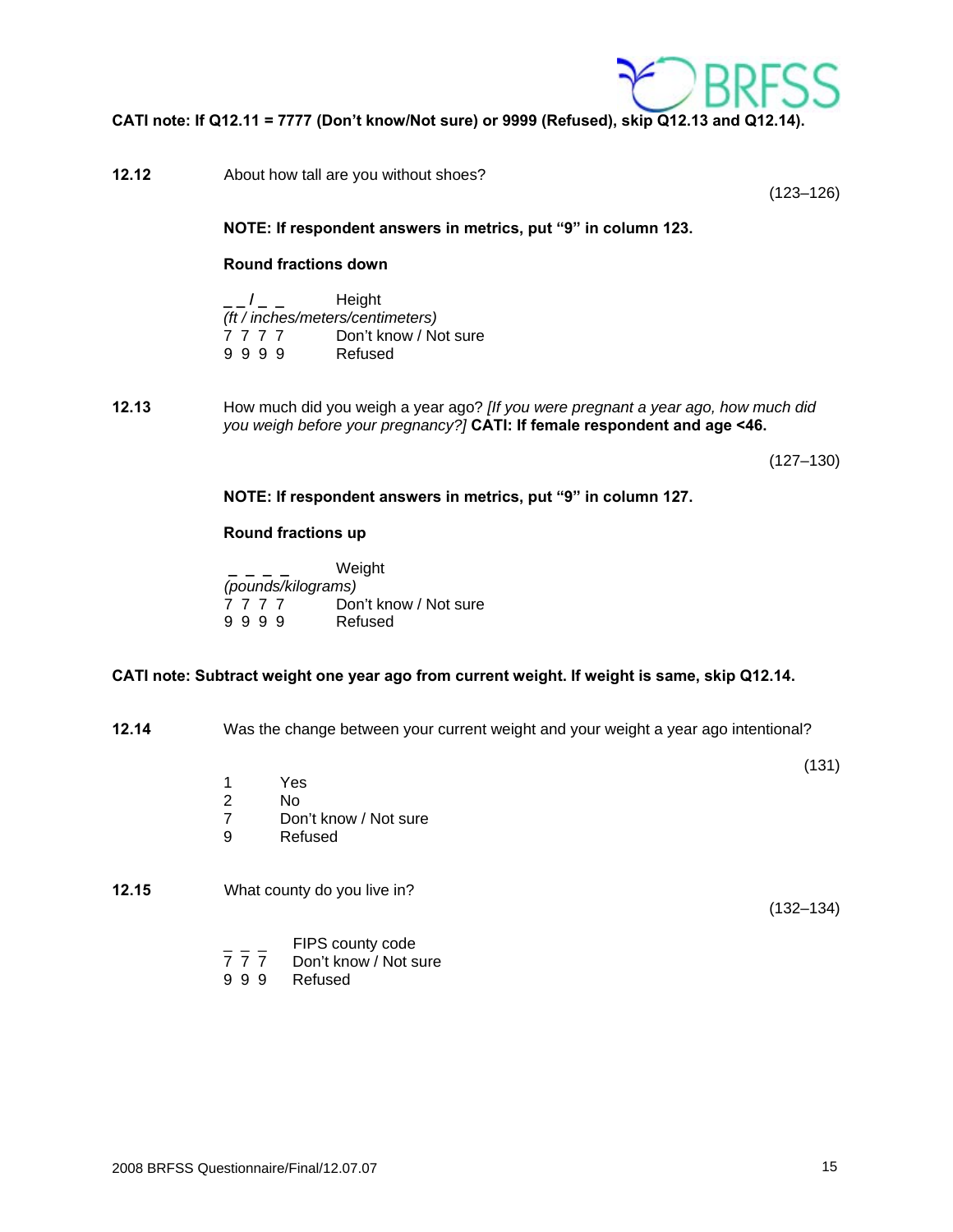**CATI note: If Q12.11 = 7777 (Don't know/Not sure) or 9999 (Refused), skip Q12.13 and Q12.14).**

**12.12** About how tall are you without shoes?

(123–126)

**NOTE: If respondent answers in metrics, put "9" in column 123.**

**Round fractions down**

_ _ / _ _ Height
*(ft / inches/meters/centimeters)*
7 7 7 7 Don't know / Not sure
9 9 9 9 Refused

**12.13** How much did you weigh a year ago? *[If you were pregnant a year ago, how much did you weigh before your pregnancy?]* **CATI: If female respondent and age <46.**

(127–130)

**NOTE: If respondent answers in metrics, put "9" in column 127.**

**Round fractions up**

_ _ _ _ Weight
*(pounds/kilograms)*
7 7 7 7 Don't know / Not sure
9 9 9 9 Refused

**CATI note: Subtract weight one year ago from current weight. If weight is same, skip Q12.14.**

**12.14** Was the change between your current weight and your weight a year ago intentional?

(131)

1 Yes
2 No
7 Don't know / Not sure
9 Refused

**12.15** What county do you live in?

(132–134)

_ _ _ FIPS county code
7 7 7 Don't know / Not sure
9 9 9 Refused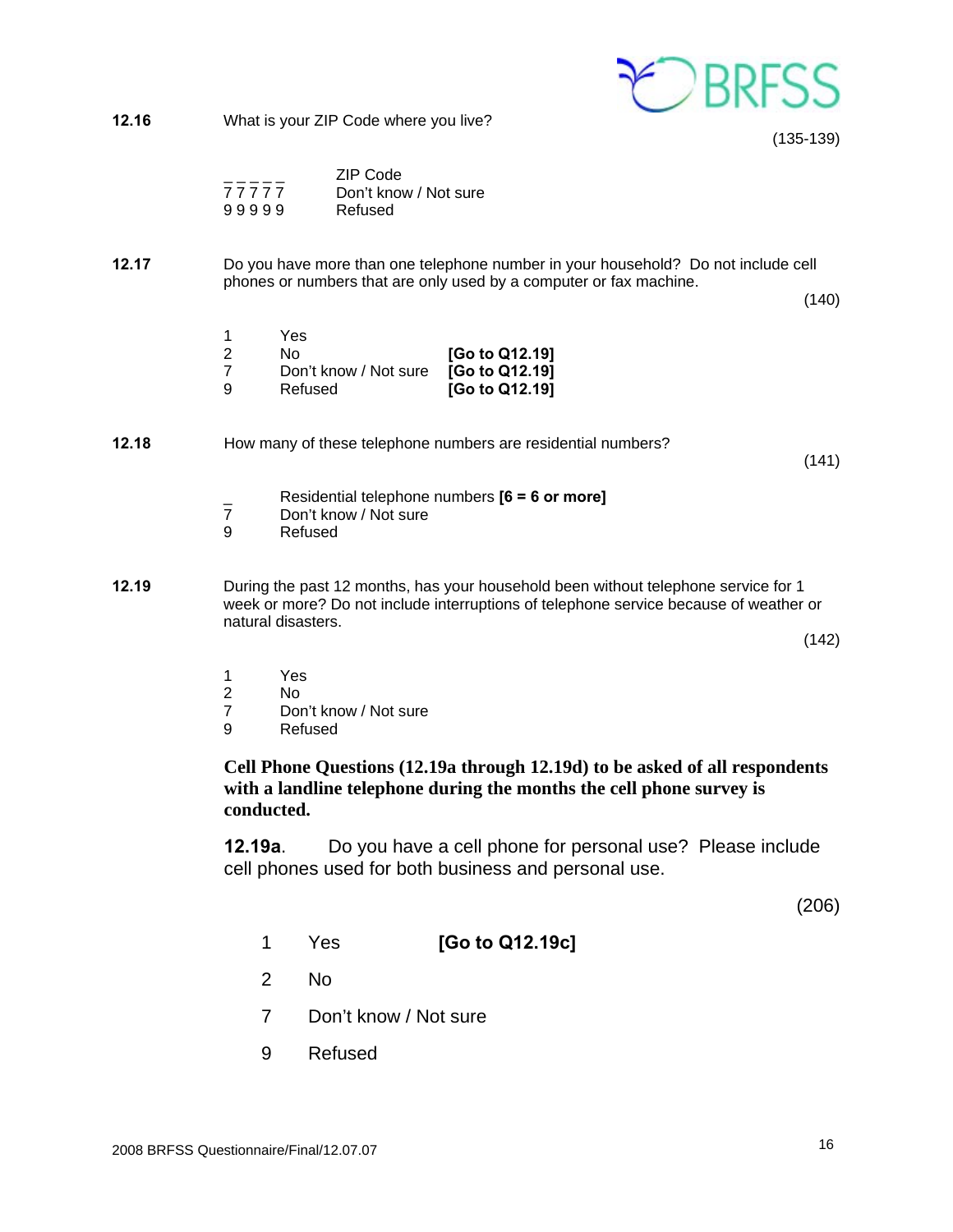**12.16** What is your ZIP Code where you live?

(135-139)

_ _ _ _ _ ZIP Code
7 7 7 7 7 Don't know / Not sure
9 9 9 9 9 Refused

**12.17** Do you have more than one telephone number in your household? Do not include cell phones or numbers that are only used by a computer or fax machine.

(140)

1 Yes
2 No **[Go to Q12.19]**
7 Don't know / Not sure **[Go to Q12.19]**
9 Refused **[Go to Q12.19]**

**12.18** How many of these telephone numbers are residential numbers?

(141)

_ Residential telephone numbers **[6 = 6 or more]**
7 Don't know / Not sure
9 Refused

**12.19** During the past 12 months, has your household been without telephone service for 1 week or more? Do not include interruptions of telephone service because of weather or natural disasters.

(142)

1 Yes
2 No
7 Don't know / Not sure
9 Refused

**Cell Phone Questions (12.19a through 12.19d) to be asked of all respondents with a landline telephone during the months the cell phone survey is conducted.**

**12.19a**. Do you have a cell phone for personal use? Please include cell phones used for both business and personal use.

(206)

1 Yes **[Go to Q12.19c]**
2 No
7 Don't know / Not sure
9 Refused

2008 BRFSS Questionnaire/Final/12.07.07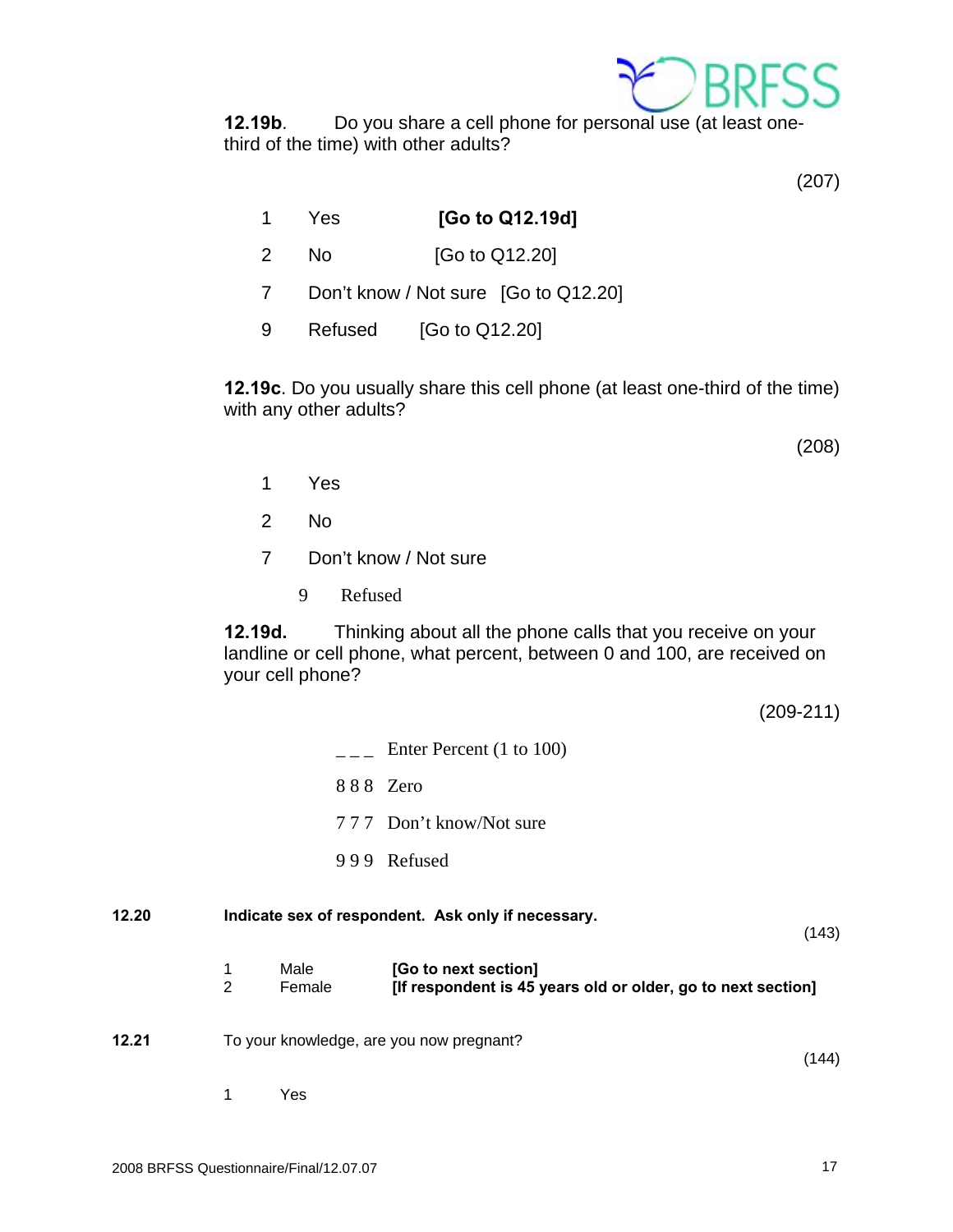**12.19b**. Do you share a cell phone for personal use (at least one-third of the time) with other adults?

(207)

1 Yes **[Go to Q12.19d]**

2 No [Go to Q12.20]

7 Don't know / Not sure [Go to Q12.20]

9 Refused [Go to Q12.20]

**12.19c**. Do you usually share this cell phone (at least one-third of the time) with any other adults?

(208)

1 Yes

2 No

7 Don't know / Not sure

9 Refused

**12.19d.** Thinking about all the phone calls that you receive on your landline or cell phone, what percent, between 0 and 100, are received on your cell phone?

(209-211)

_ _ _ Enter Percent (1 to 100)

8 8 8 Zero

7 7 7 Don't know/Not sure

9 9 9 Refused

**12.20** **Indicate sex of respondent. Ask only if necessary.**

(143)

1 Male **[Go to next section]**
2 Female **[If respondent is 45 years old or older, go to next section]**

**12.21** To your knowledge, are you now pregnant?

(144)

1 Yes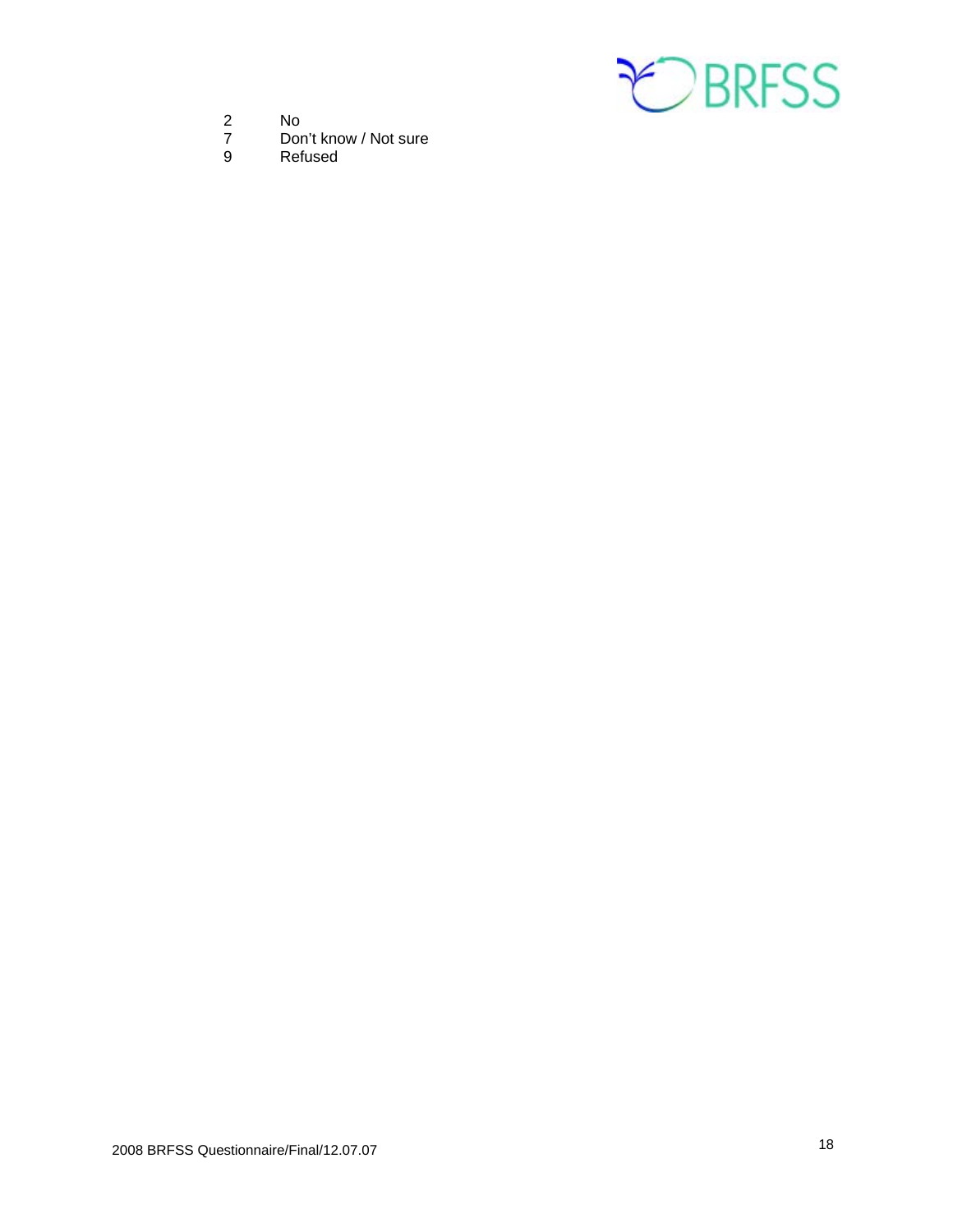2 No
7 Don't know / Not sure
9 Refused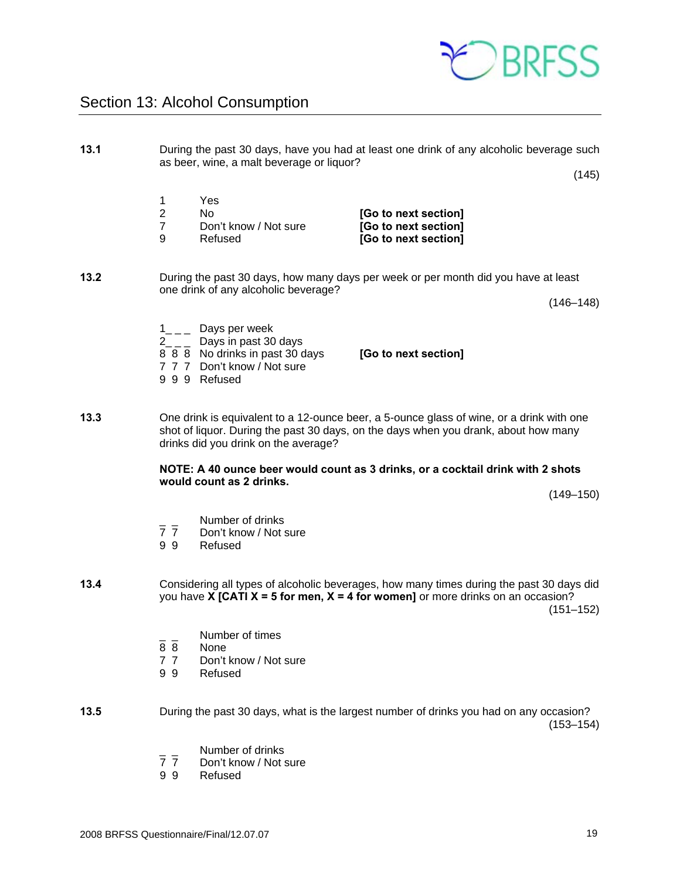## Section 13: Alcohol Consumption

**13.1** During the past 30 days, have you had at least one drink of any alcoholic beverage such as beer, wine, a malt beverage or liquor?

(145)

| | | |
|---|---|---|
| 1 | Yes | |
| 2 | No | **[Go to next section]** |
| 7 | Don't know / Not sure | **[Go to next section]** |
| 9 | Refused | **[Go to next section]** |

**13.2** During the past 30 days, how many days per week or per month did you have at least one drink of any alcoholic beverage?

(146–148)

| | | |
|---|---|---|
| 1 _ _ | Days per week | |
| 2 _ _ | Days in past 30 days | |
| 8 8 8 | No drinks in past 30 days | **[Go to next section]** |
| 7 7 7 | Don't know / Not sure | |
| 9 9 9 | Refused | |

**13.3** One drink is equivalent to a 12-ounce beer, a 5-ounce glass of wine, or a drink with one shot of liquor. During the past 30 days, on the days when you drank, about how many drinks did you drink on the average?

**NOTE: A 40 ounce beer would count as 3 drinks, or a cocktail drink with 2 shots would count as 2 drinks.**

(149–150)

| | |
|---|---|
| _ _ | Number of drinks |
| 7 7 | Don't know / Not sure |
| 9 9 | Refused |

**13.4** Considering all types of alcoholic beverages, how many times during the past 30 days did you have **X [CATI X = 5 for men, X = 4 for women]** or more drinks on an occasion?

(151–152)

| | |
|---|---|
| _ _ | Number of times |
| 8 8 | None |
| 7 7 | Don't know / Not sure |
| 9 9 | Refused |

**13.5** During the past 30 days, what is the largest number of drinks you had on any occasion?

(153–154)

| | |
|---|---|
| _ _ | Number of drinks |
| 7 7 | Don't know / Not sure |
| 9 9 | Refused |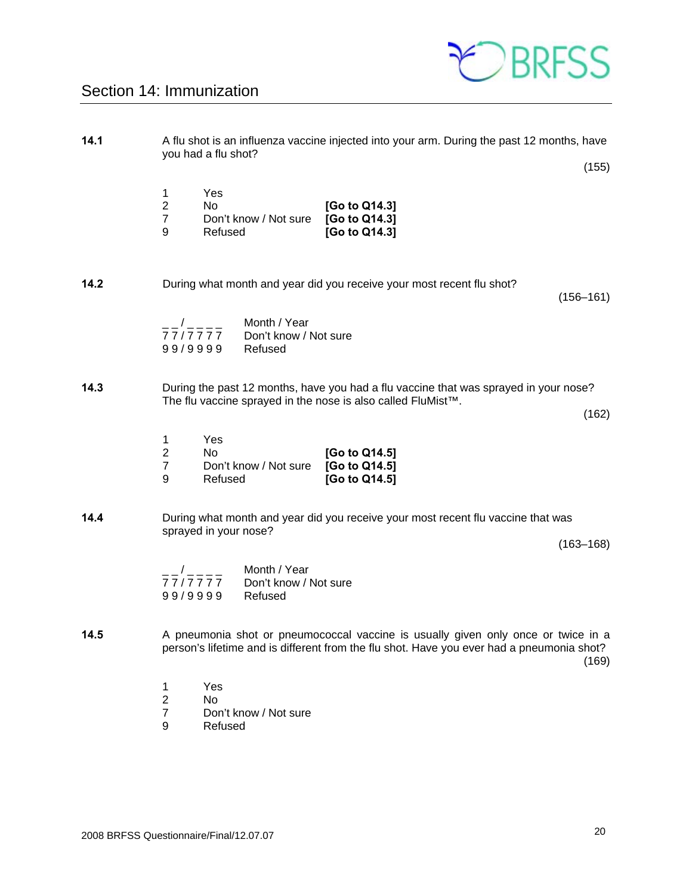## Section 14: Immunization

**14.1** A flu shot is an influenza vaccine injected into your arm. During the past 12 months, have you had a flu shot?

(155)

| | | |
|---|---|---|
| 1 | Yes | |
| 2 | No | **[Go to Q14.3]** |
| 7 | Don't know / Not sure | **[Go to Q14.3]** |
| 9 | Refused | **[Go to Q14.3]** |

**14.2** During what month and year did you receive your most recent flu shot?

(156–161)

| | |
|---|---|
| _ _ / _ _ _ _ | Month / Year |
| 7 7 / 7 7 7 7 | Don't know / Not sure |
| 9 9 / 9 9 9 9 | Refused |

**14.3** During the past 12 months, have you had a flu vaccine that was sprayed in your nose? The flu vaccine sprayed in the nose is also called FluMist™.

(162)

| | | |
|---|---|---|
| 1 | Yes | |
| 2 | No | **[Go to Q14.5]** |
| 7 | Don't know / Not sure | **[Go to Q14.5]** |
| 9 | Refused | **[Go to Q14.5]** |

**14.4** During what month and year did you receive your most recent flu vaccine that was sprayed in your nose?

(163–168)

| | |
|---|---|
| _ _ / _ _ _ _ | Month / Year |
| 7 7 / 7 7 7 7 | Don't know / Not sure |
| 9 9 / 9 9 9 9 | Refused |

**14.5** A pneumonia shot or pneumococcal vaccine is usually given only once or twice in a person's lifetime and is different from the flu shot. Have you ever had a pneumonia shot?

(169)

| | |
|---|---|
| 1 | Yes |
| 2 | No |
| 7 | Don't know / Not sure |
| 9 | Refused |

2008 BRFSS Questionnaire/Final/12.07.07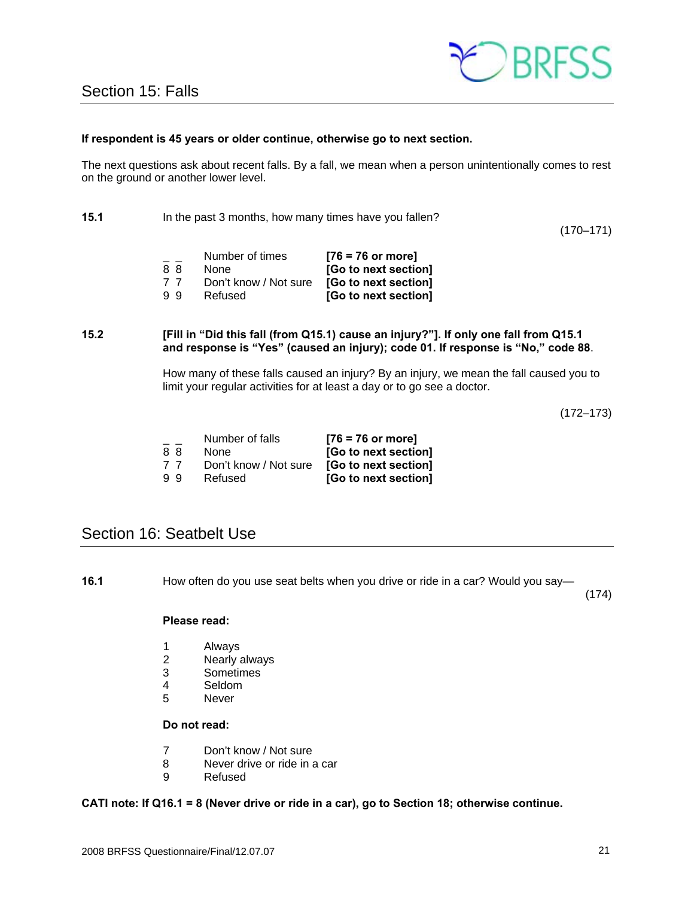## Section 15: Falls

**If respondent is 45 years or older continue, otherwise go to next section.**

The next questions ask about recent falls. By a fall, we mean when a person unintentionally comes to rest on the ground or another lower level.

**15.1** In the past 3 months, how many times have you fallen?

(170–171)

| | | |
|---|---|---|
| _ _ | Number of times | **[76 = 76 or more]** |
| 8 8 | None | **[Go to next section]** |
| 7 7 | Don't know / Not sure | **[Go to next section]** |
| 9 9 | Refused | **[Go to next section]** |

**15.2** **[Fill in "Did this fall (from Q15.1) cause an injury?"]. If only one fall from Q15.1 and response is "Yes" (caused an injury); code 01. If response is "No," code 88**.

How many of these falls caused an injury? By an injury, we mean the fall caused you to limit your regular activities for at least a day or to go see a doctor.

(172–173)

| | | |
|---|---|---|
| _ _ | Number of falls | **[76 = 76 or more]** |
| 8 8 | None | **[Go to next section]** |
| 7 7 | Don't know / Not sure | **[Go to next section]** |
| 9 9 | Refused | **[Go to next section]** |

## Section 16: Seatbelt Use

**16.1** How often do you use seat belts when you drive or ride in a car? Would you say—

(174)

**Please read:**

1 Always
2 Nearly always
3 Sometimes
4 Seldom
5 Never

**Do not read:**

7 Don't know / Not sure
8 Never drive or ride in a car
9 Refused

**CATI note: If Q16.1 = 8 (Never drive or ride in a car), go to Section 18; otherwise continue.**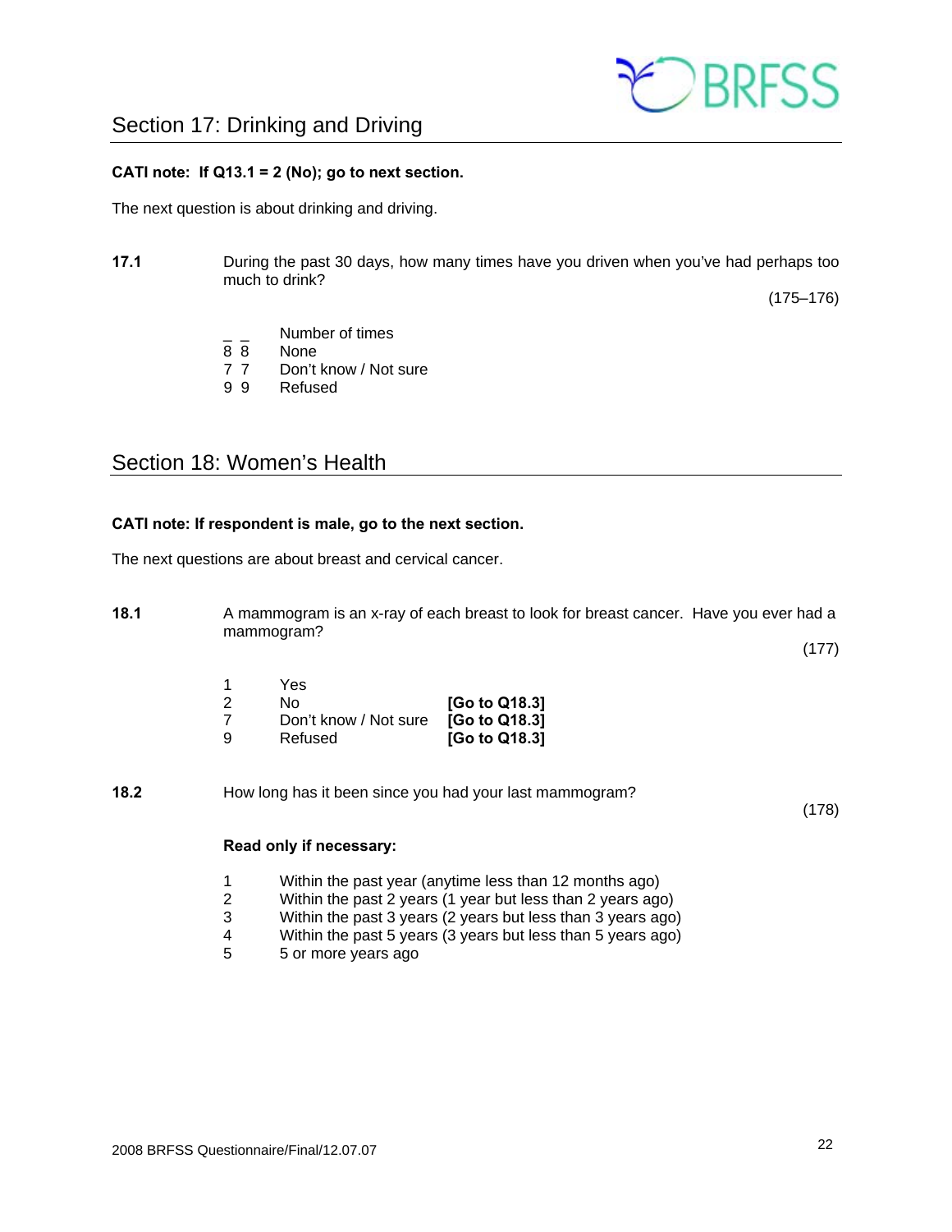## Section 17: Drinking and Driving

**CATI note: If Q13.1 = 2 (No); go to next section.**

The next question is about drinking and driving.

**17.1** During the past 30 days, how many times have you driven when you've had perhaps too much to drink?

(175–176)

| | |
|---|---|
| _ _ | Number of times |
| 8 8 | None |
| 7 7 | Don't know / Not sure |
| 9 9 | Refused |

## Section 18: Women's Health

**CATI note: If respondent is male, go to the next section.**

The next questions are about breast and cervical cancer.

**18.1** A mammogram is an x-ray of each breast to look for breast cancer. Have you ever had a mammogram?

(177)

| | | |
|---|---|---|
| 1 | Yes | |
| 2 | No | **[Go to Q18.3]** |
| 7 | Don't know / Not sure | **[Go to Q18.3]** |
| 9 | Refused | **[Go to Q18.3]** |

**18.2** How long has it been since you had your last mammogram?

(178)

**Read only if necessary:**

| | |
|---|---|
| 1 | Within the past year (anytime less than 12 months ago) |
| 2 | Within the past 2 years (1 year but less than 2 years ago) |
| 3 | Within the past 3 years (2 years but less than 3 years ago) |
| 4 | Within the past 5 years (3 years but less than 5 years ago) |
| 5 | 5 or more years ago |

2008 BRFSS Questionnaire/Final/12.07.07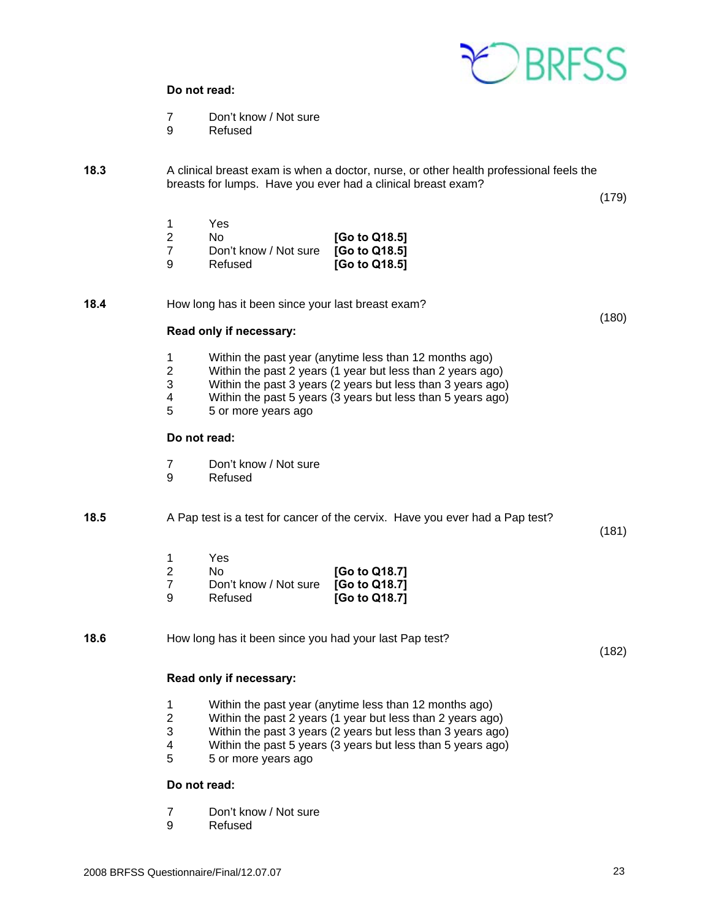**Do not read:**

7 Don't know / Not sure
9 Refused

**18.3** A clinical breast exam is when a doctor, nurse, or other health professional feels the breasts for lumps. Have you ever had a clinical breast exam?

(179)

1 Yes
2 No **[Go to Q18.5]**
7 Don't know / Not sure **[Go to Q18.5]**
9 Refused **[Go to Q18.5]**

**18.4** How long has it been since your last breast exam?

(180)

**Read only if necessary:**

1 Within the past year (anytime less than 12 months ago)
2 Within the past 2 years (1 year but less than 2 years ago)
3 Within the past 3 years (2 years but less than 3 years ago)
4 Within the past 5 years (3 years but less than 5 years ago)
5 5 or more years ago

**Do not read:**

7 Don't know / Not sure
9 Refused

**18.5** A Pap test is a test for cancer of the cervix. Have you ever had a Pap test?

(181)

1 Yes
2 No **[Go to Q18.7]**
7 Don't know / Not sure **[Go to Q18.7]**
9 Refused **[Go to Q18.7]**

**18.6** How long has it been since you had your last Pap test?

(182)

**Read only if necessary:**

1 Within the past year (anytime less than 12 months ago)
2 Within the past 2 years (1 year but less than 2 years ago)
3 Within the past 3 years (2 years but less than 3 years ago)
4 Within the past 5 years (3 years but less than 5 years ago)
5 5 or more years ago

**Do not read:**

7 Don't know / Not sure
9 Refused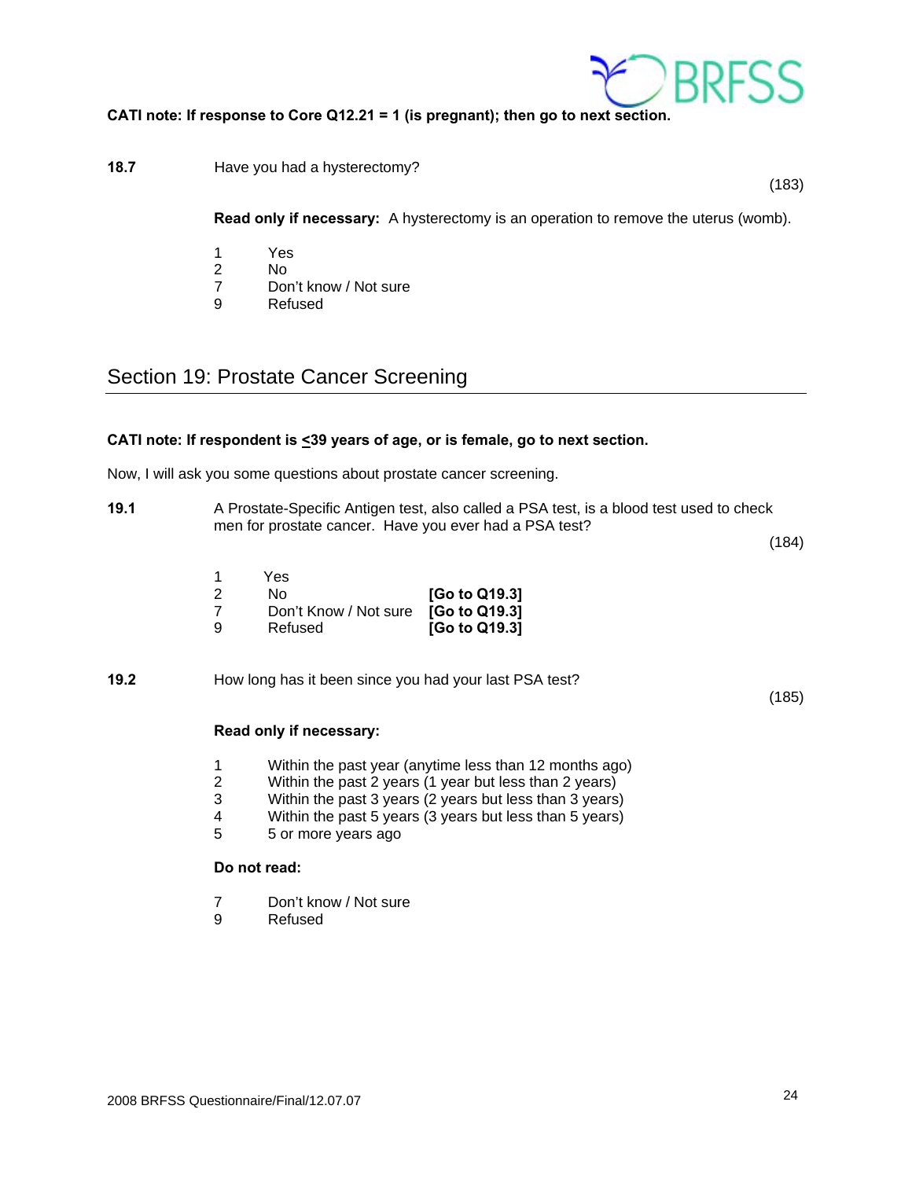**CATI note: If response to Core Q12.21 = 1 (is pregnant); then go to next section.**

**18.7** Have you had a hysterectomy?

(183)

**Read only if necessary:** A hysterectomy is an operation to remove the uterus (womb).

1 Yes
2 No
7 Don't know / Not sure
9 Refused

## Section 19: Prostate Cancer Screening

**CATI note: If respondent is <39 years of age, or is female, go to next section.**

Now, I will ask you some questions about prostate cancer screening.

**19.1** A Prostate-Specific Antigen test, also called a PSA test, is a blood test used to check men for prostate cancer. Have you ever had a PSA test?

(184)

1 Yes
2 No **[Go to Q19.3]**
7 Don't Know / Not sure **[Go to Q19.3]**
9 Refused **[Go to Q19.3]**

**19.2** How long has it been since you had your last PSA test?

(185)

**Read only if necessary:**

1 Within the past year (anytime less than 12 months ago)
2 Within the past 2 years (1 year but less than 2 years)
3 Within the past 3 years (2 years but less than 3 years)
4 Within the past 5 years (3 years but less than 5 years)
5 5 or more years ago

**Do not read:**

7 Don't know / Not sure
9 Refused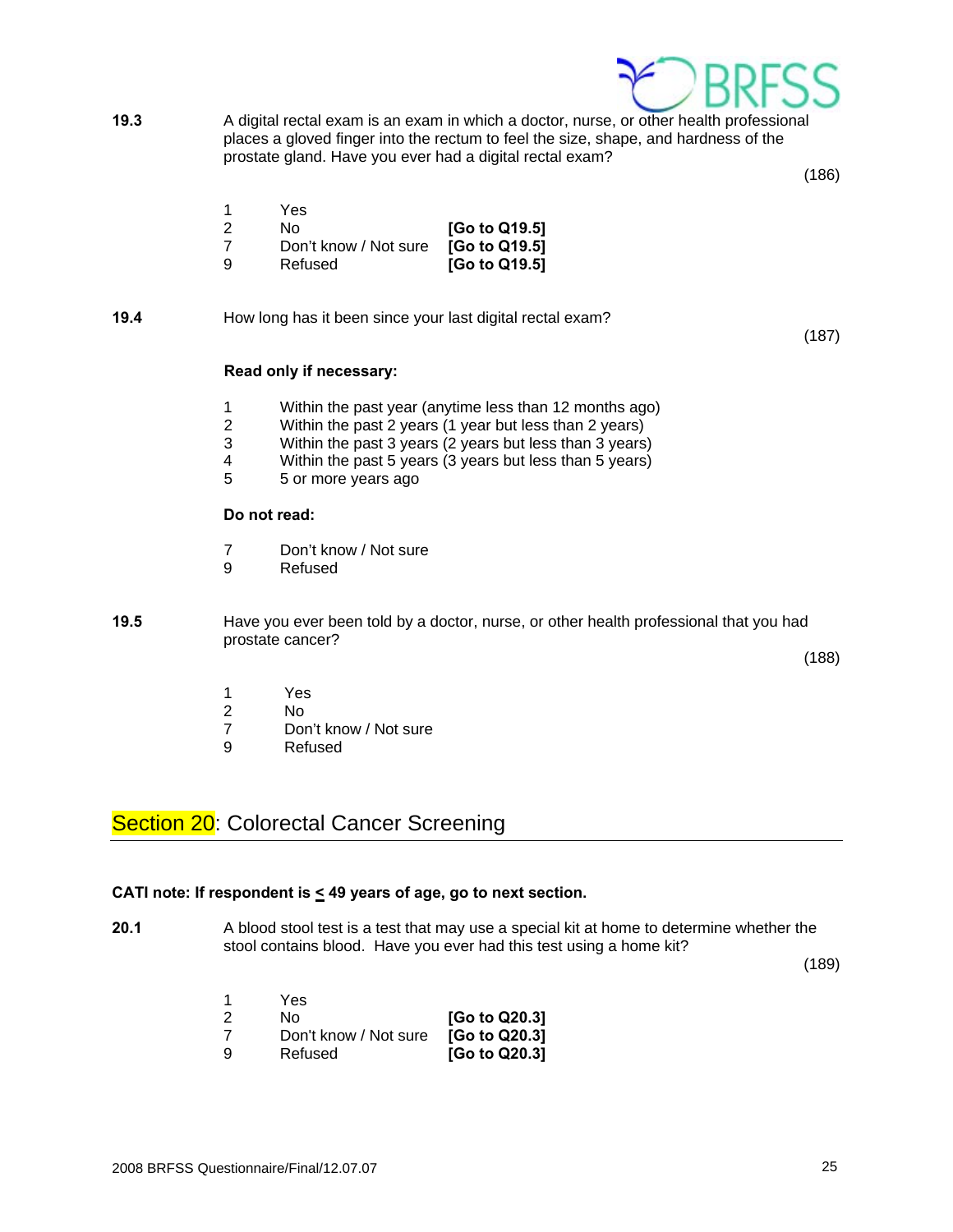**19.3** A digital rectal exam is an exam in which a doctor, nurse, or other health professional places a gloved finger into the rectum to feel the size, shape, and hardness of the prostate gland. Have you ever had a digital rectal exam?

(186)

1 Yes
2 No **[Go to Q19.5]**
7 Don't know / Not sure **[Go to Q19.5]**
9 Refused **[Go to Q19.5]**

**19.4** How long has it been since your last digital rectal exam?

(187)

**Read only if necessary:**

1 Within the past year (anytime less than 12 months ago)
2 Within the past 2 years (1 year but less than 2 years)
3 Within the past 3 years (2 years but less than 3 years)
4 Within the past 5 years (3 years but less than 5 years)
5 5 or more years ago

**Do not read:**

7 Don't know / Not sure
9 Refused

**19.5** Have you ever been told by a doctor, nurse, or other health professional that you had prostate cancer?

(188)

1 Yes
2 No
7 Don't know / Not sure
9 Refused

## Section 20: Colorectal Cancer Screening

**CATI note: If respondent is ≤ 49 years of age, go to next section.**

**20.1** A blood stool test is a test that may use a special kit at home to determine whether the stool contains blood. Have you ever had this test using a home kit?

(189)

1 Yes
2 No **[Go to Q20.3]**
7 Don't know / Not sure **[Go to Q20.3]**
9 Refused **[Go to Q20.3]**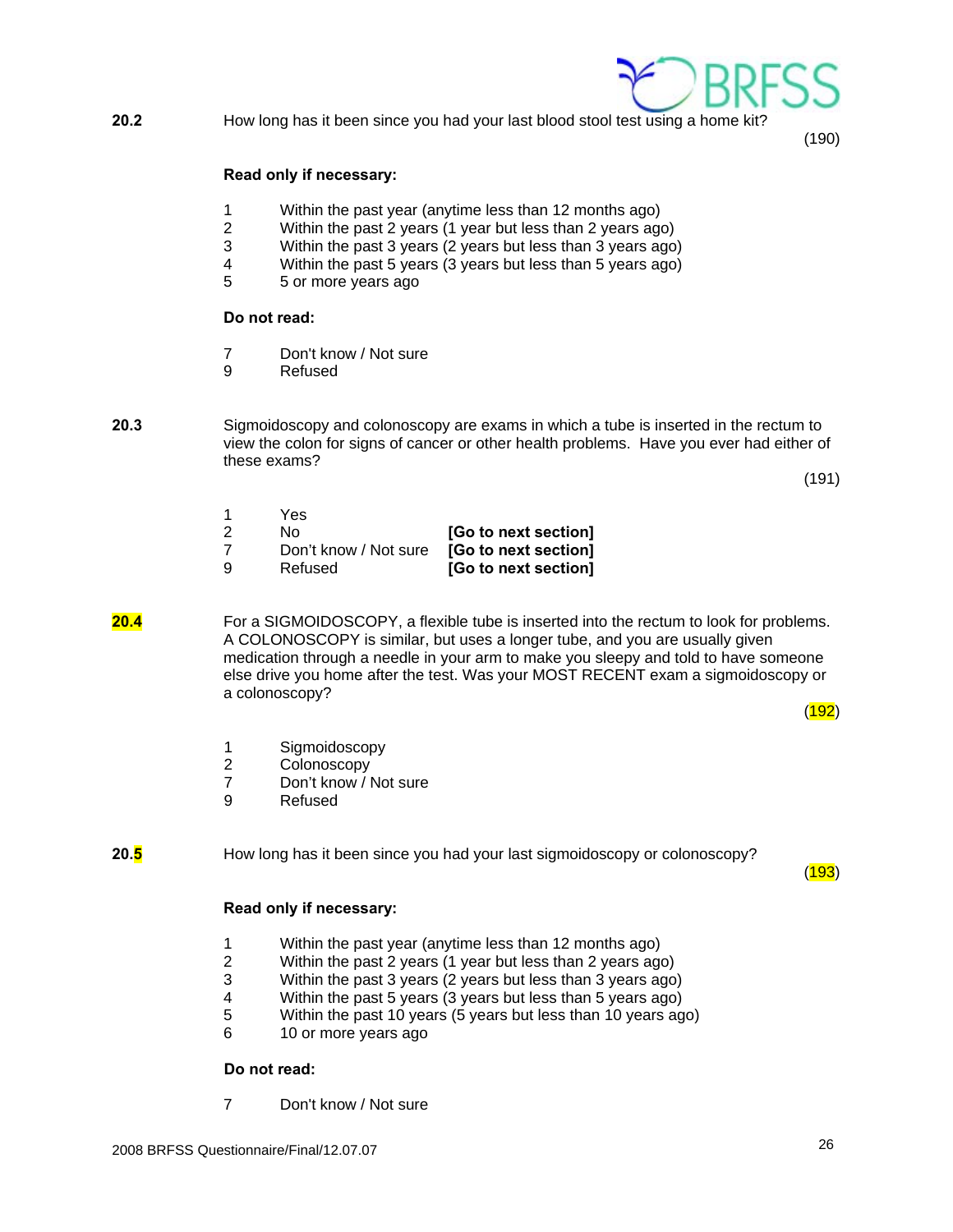**20.2** How long has it been since you had your last blood stool test using a home kit?

(190)

**Read only if necessary:**

1 Within the past year (anytime less than 12 months ago)
2 Within the past 2 years (1 year but less than 2 years ago)
3 Within the past 3 years (2 years but less than 3 years ago)
4 Within the past 5 years (3 years but less than 5 years ago)
5 5 or more years ago

**Do not read:**

7 Don't know / Not sure
9 Refused

**20.3** Sigmoidoscopy and colonoscopy are exams in which a tube is inserted in the rectum to view the colon for signs of cancer or other health problems. Have you ever had either of these exams?

(191)

1 Yes
2 No **[Go to next section]**
7 Don't know / Not sure **[Go to next section]**
9 Refused **[Go to next section]**

**20.4** For a SIGMOIDOSCOPY, a flexible tube is inserted into the rectum to look for problems. A COLONOSCOPY is similar, but uses a longer tube, and you are usually given medication through a needle in your arm to make you sleepy and told to have someone else drive you home after the test. Was your MOST RECENT exam a sigmoidoscopy or a colonoscopy?

(192)

1 Sigmoidoscopy
2 Colonoscopy
7 Don't know / Not sure
9 Refused

**20.5** How long has it been since you had your last sigmoidoscopy or colonoscopy?

(193)

**Read only if necessary:**

1 Within the past year (anytime less than 12 months ago)
2 Within the past 2 years (1 year but less than 2 years ago)
3 Within the past 3 years (2 years but less than 3 years ago)
4 Within the past 5 years (3 years but less than 5 years ago)
5 Within the past 10 years (5 years but less than 10 years ago)
6 10 or more years ago

**Do not read:**

7 Don't know / Not sure

2008 BRFSS Questionnaire/Final/12.07.07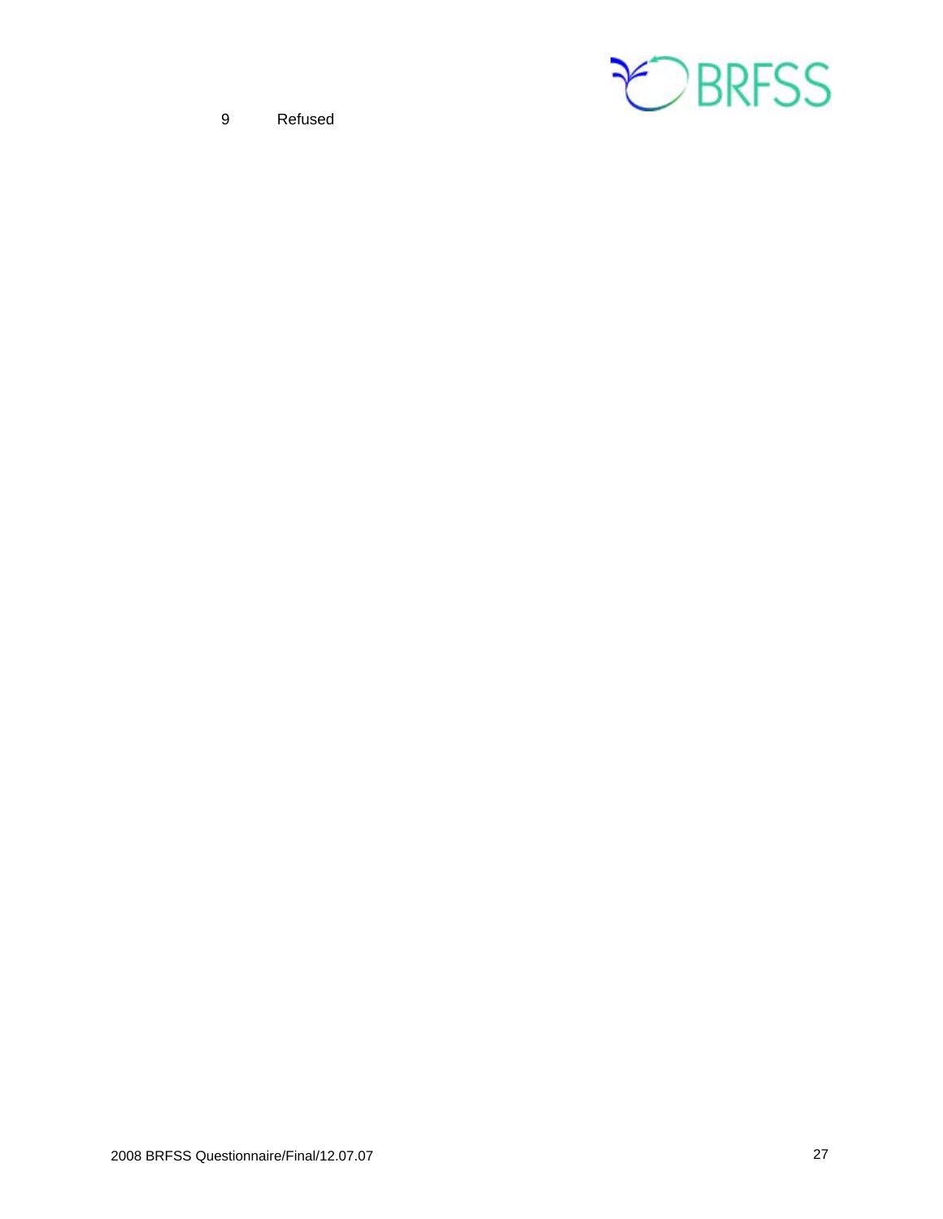9 Refused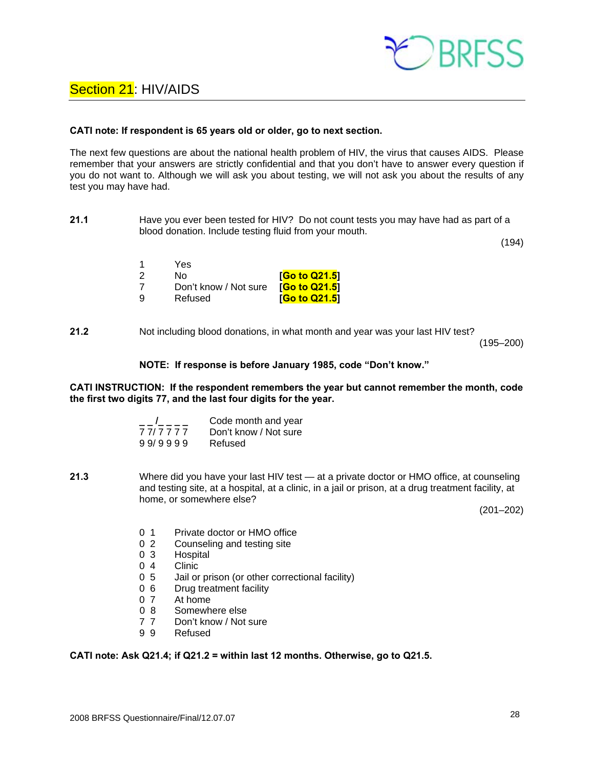## Section 21: HIV/AIDS

**CATI note: If respondent is 65 years old or older, go to next section.**

The next few questions are about the national health problem of HIV, the virus that causes AIDS. Please remember that your answers are strictly confidential and that you don't have to answer every question if you do not want to. Although we will ask you about testing, we will not ask you about the results of any test you may have had.

**21.1** Have you ever been tested for HIV? Do not count tests you may have had as part of a blood donation. Include testing fluid from your mouth.

(194)

| | | |
|---|---|---|
| 1 | Yes | |
| 2 | No | **[Go to Q21.5]** |
| 7 | Don't know / Not sure | **[Go to Q21.5]** |
| 9 | Refused | **[Go to Q21.5]** |

**21.2** Not including blood donations, in what month and year was your last HIV test?

(195–200)

**NOTE: If response is before January 1985, code "Don't know."**

**CATI INSTRUCTION: If the respondent remembers the year but cannot remember the month, code the first two digits 77, and the last four digits for the year.**

| | |
|---|---|
| _ _/_ _ _ _ | Code month and year |
| 7 7/ 7 7 7 7 | Don't know / Not sure |
| 9 9/ 9 9 9 9 | Refused |

**21.3** Where did you have your last HIV test — at a private doctor or HMO office, at counseling and testing site, at a hospital, at a clinic, in a jail or prison, at a drug treatment facility, at home, or somewhere else?

(201–202)

| | |
|---|---|
| 0 1 | Private doctor or HMO office |
| 0 2 | Counseling and testing site |
| 0 3 | Hospital |
| 0 4 | Clinic |
| 0 5 | Jail or prison (or other correctional facility) |
| 0 6 | Drug treatment facility |
| 0 7 | At home |
| 0 8 | Somewhere else |
| 7 7 | Don't know / Not sure |
| 9 9 | Refused |

**CATI note: Ask Q21.4; if Q21.2 = within last 12 months. Otherwise, go to Q21.5.**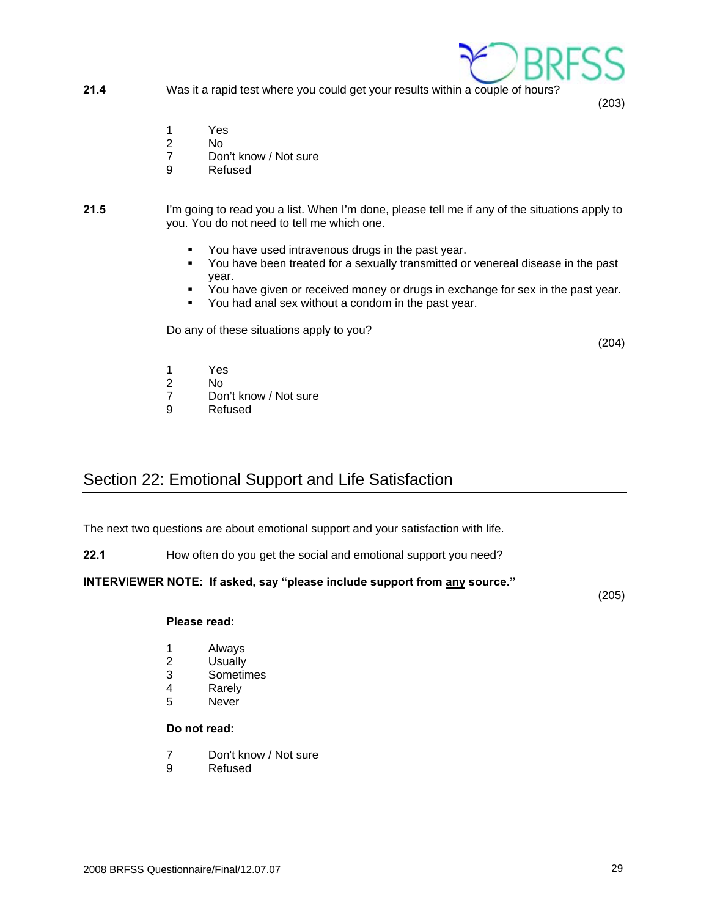**21.4** Was it a rapid test where you could get your results within a couple of hours?

(203)

1 Yes
2 No
7 Don't know / Not sure
9 Refused

**21.5** I'm going to read you a list. When I'm done, please tell me if any of the situations apply to you. You do not need to tell me which one.

- You have used intravenous drugs in the past year.
- You have been treated for a sexually transmitted or venereal disease in the past year.
- You have given or received money or drugs in exchange for sex in the past year.
- You had anal sex without a condom in the past year.

Do any of these situations apply to you?

(204)

1 Yes
2 No
7 Don't know / Not sure
9 Refused

## Section 22: Emotional Support and Life Satisfaction

The next two questions are about emotional support and your satisfaction with life.

**22.1** How often do you get the social and emotional support you need?

**INTERVIEWER NOTE: If asked, say "please include support from any source."**

(205)

**Please read:**

1 Always
2 Usually
3 Sometimes
4 Rarely
5 Never

**Do not read:**

7 Don't know / Not sure
9 Refused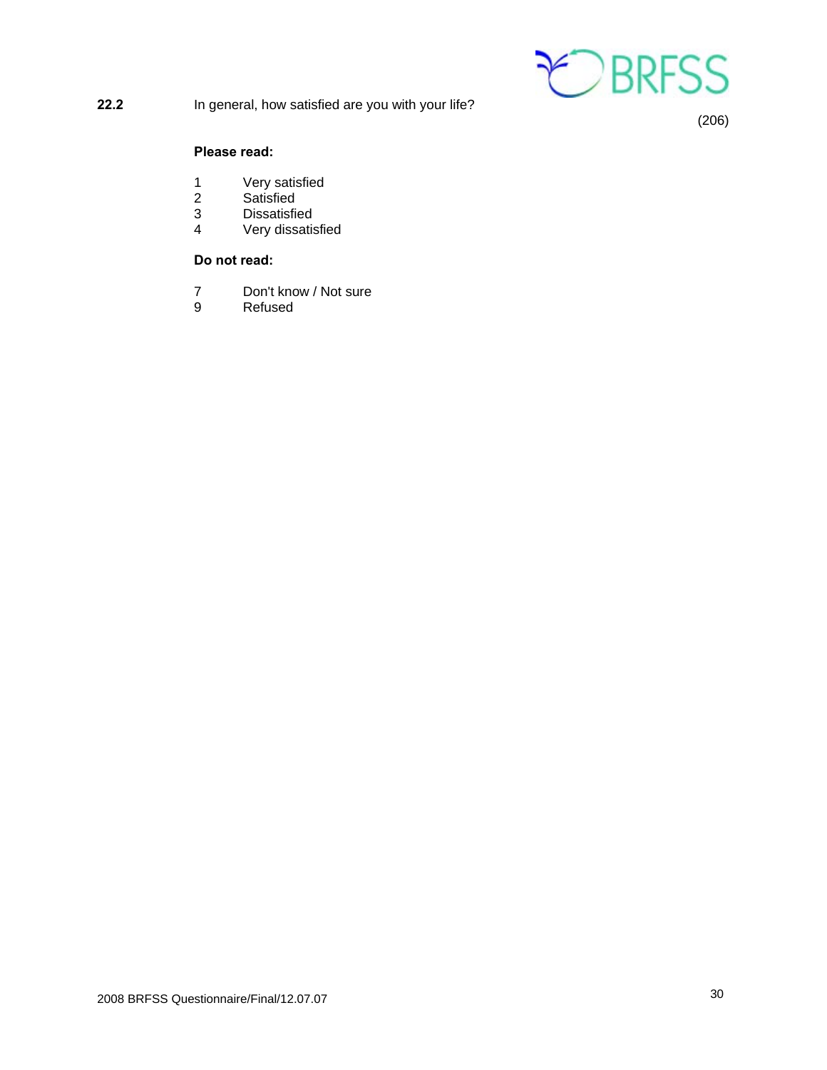**22.2** In general, how satisfied are you with your life?

(206)

**Please read:**

1 Very satisfied
2 Satisfied
3 Dissatisfied
4 Very dissatisfied

**Do not read:**

7 Don't know / Not sure
9 Refused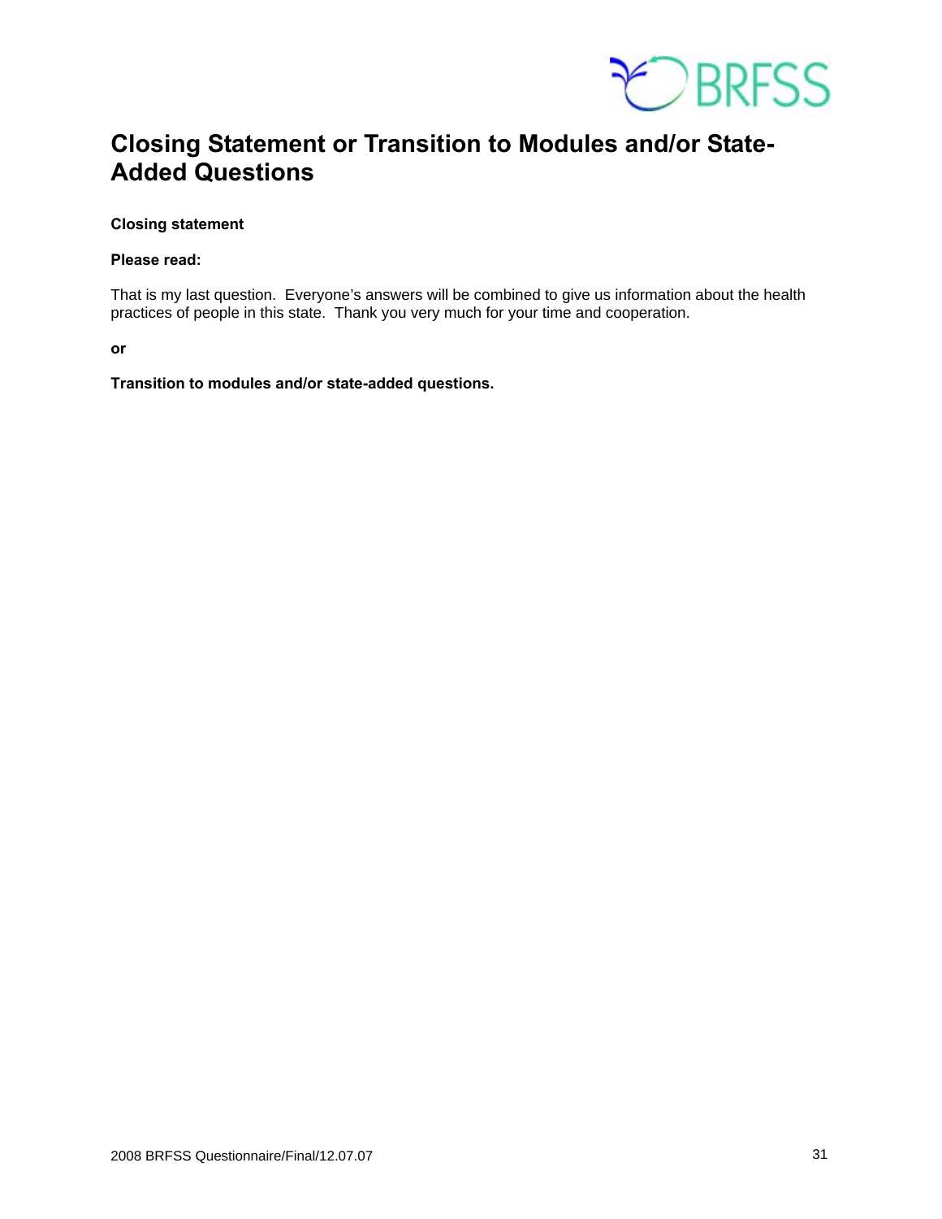# Closing Statement or Transition to Modules and/or State-Added Questions

**Closing statement**

**Please read:**

That is my last question. Everyone's answers will be combined to give us information about the health practices of people in this state. Thank you very much for your time and cooperation.

**or**

**Transition to modules and/or state-added questions.**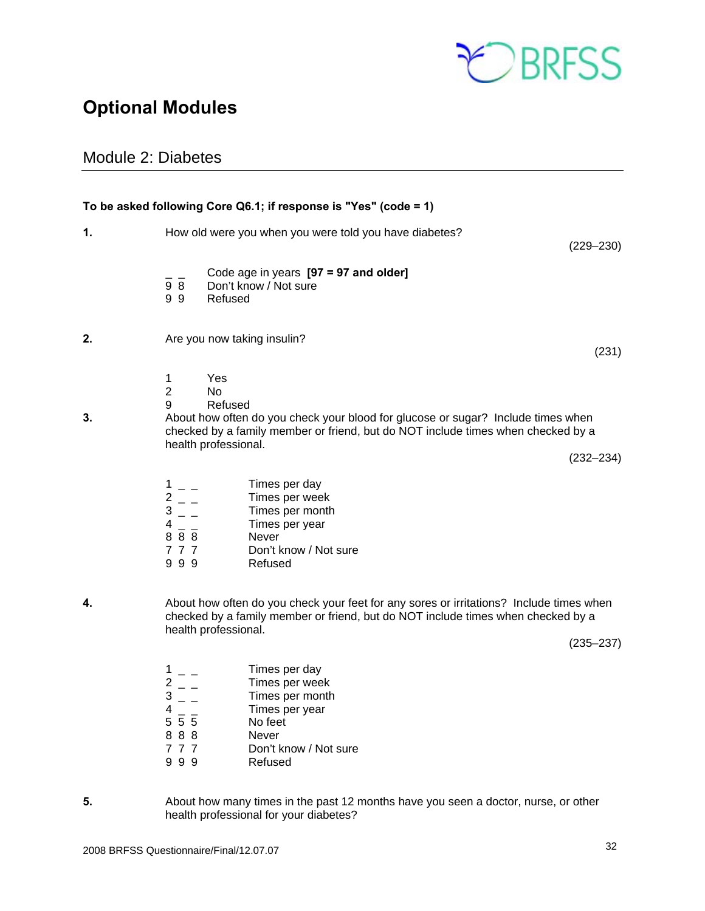# Optional Modules

## Module 2: Diabetes

**To be asked following Core Q6.1; if response is "Yes" (code = 1)**

**1.** How old were you when you were told you have diabetes?

(229–230)

_ _ Code age in years **[97 = 97 and older]**
9 8 Don't know / Not sure
9 9 Refused

**2.** Are you now taking insulin?

(231)

1 Yes
2 No
9 Refused

**3.** About how often do you check your blood for glucose or sugar? Include times when checked by a family member or friend, but do NOT include times when checked by a health professional.

(232–234)

1 _ _ Times per day
2 _ _ Times per week
3 _ _ Times per month
4 _ _ Times per year
8 8 8 Never
7 7 7 Don't know / Not sure
9 9 9 Refused

**4.** About how often do you check your feet for any sores or irritations? Include times when checked by a family member or friend, but do NOT include times when checked by a health professional.

(235–237)

1 _ _ Times per day
2 _ _ Times per week
3 _ _ Times per month
4 _ _ Times per year
5 5 5 No feet
8 8 8 Never
7 7 7 Don't know / Not sure
9 9 9 Refused

**5.** About how many times in the past 12 months have you seen a doctor, nurse, or other health professional for your diabetes?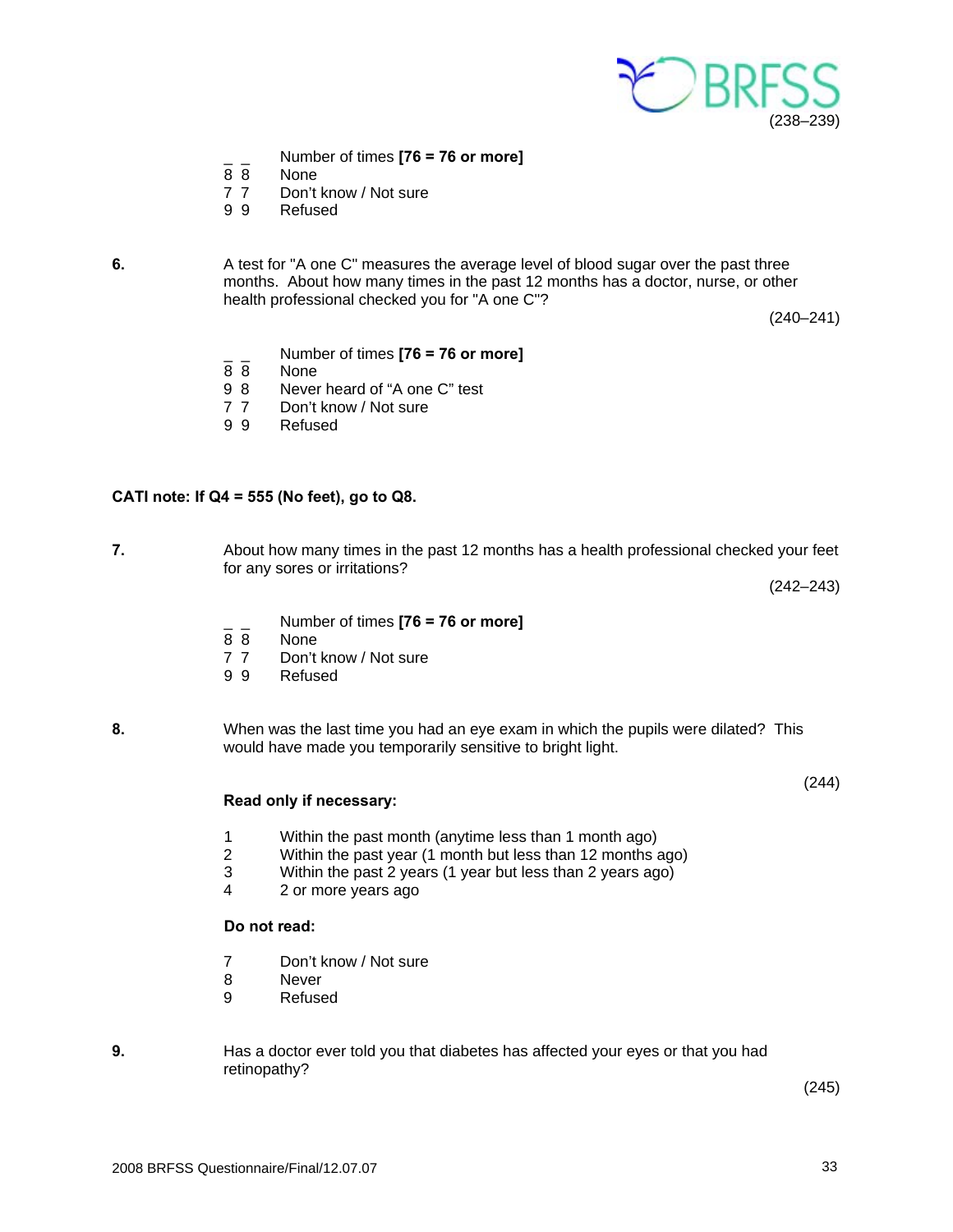(238–239)

_ _ Number of times **[76 = 76 or more]**
8 8 None
7 7 Don't know / Not sure
9 9 Refused

**6.** A test for "A one C" measures the average level of blood sugar over the past three months. About how many times in the past 12 months has a doctor, nurse, or other health professional checked you for "A one C"?

(240–241)

_ _ Number of times **[76 = 76 or more]**
8 8 None
9 8 Never heard of "A one C" test
7 7 Don't know / Not sure
9 9 Refused

**CATI note: If Q4 = 555 (No feet), go to Q8.**

**7.** About how many times in the past 12 months has a health professional checked your feet for any sores or irritations?

(242–243)

_ _ Number of times **[76 = 76 or more]**
8 8 None
7 7 Don't know / Not sure
9 9 Refused

**8.** When was the last time you had an eye exam in which the pupils were dilated? This would have made you temporarily sensitive to bright light.

(244)

**Read only if necessary:**

1 Within the past month (anytime less than 1 month ago)
2 Within the past year (1 month but less than 12 months ago)
3 Within the past 2 years (1 year but less than 2 years ago)
4 2 or more years ago

**Do not read:**

7 Don't know / Not sure
8 Never
9 Refused

**9.** Has a doctor ever told you that diabetes has affected your eyes or that you had retinopathy?

(245)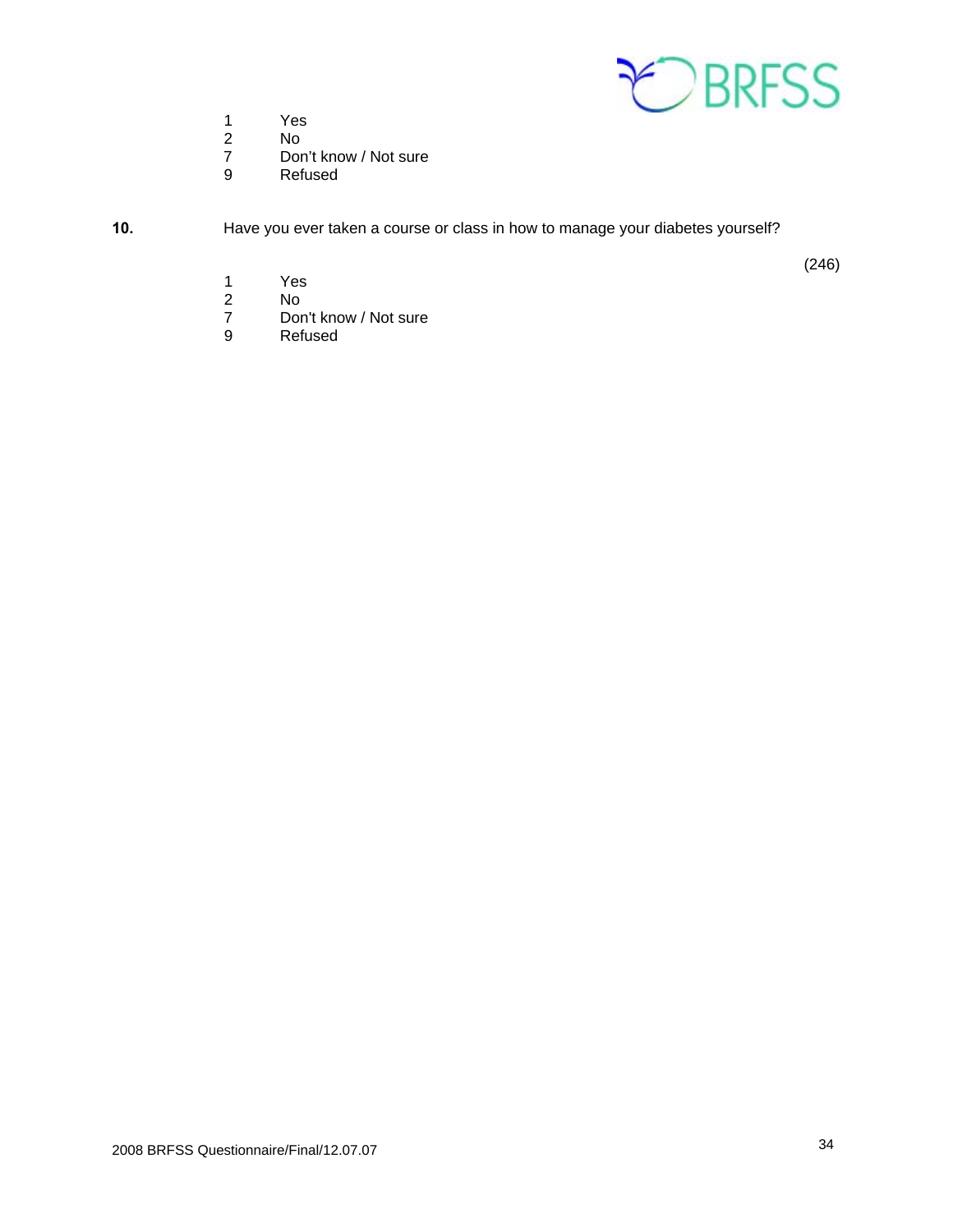1 Yes
2 No
7 Don't know / Not sure
9 Refused

**10.** Have you ever taken a course or class in how to manage your diabetes yourself?

(246)

1 Yes
2 No
7 Don't know / Not sure
9 Refused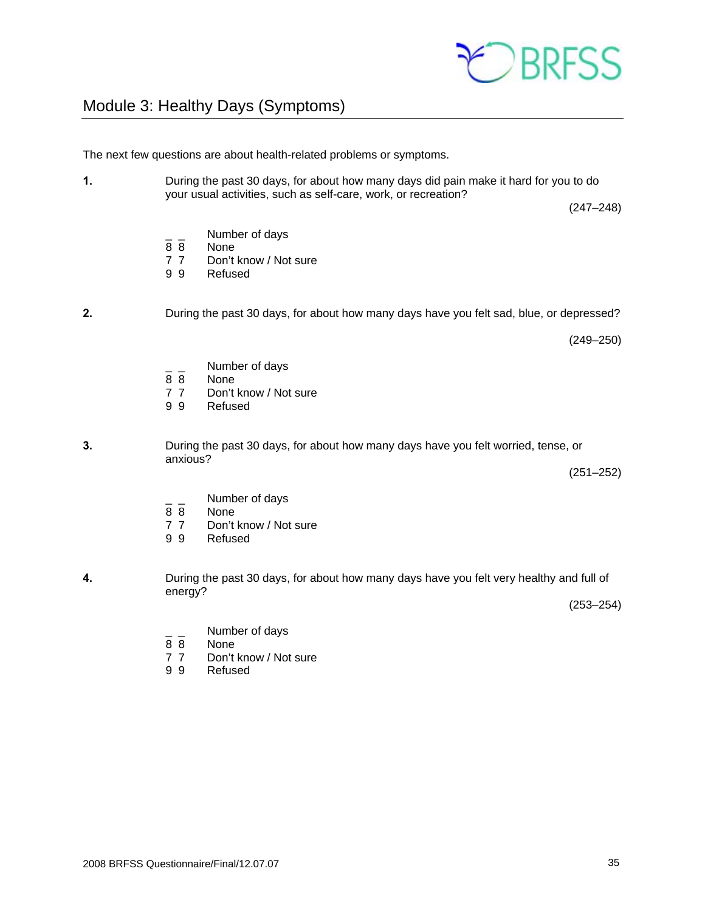## Module 3: Healthy Days (Symptoms)

The next few questions are about health-related problems or symptoms.

**1.** During the past 30 days, for about how many days did pain make it hard for you to do your usual activities, such as self-care, work, or recreation?

(247–248)

_ _ Number of days
8 8 None
7 7 Don't know / Not sure
9 9 Refused

**2.** During the past 30 days, for about how many days have you felt sad, blue, or depressed?

(249–250)

_ _ Number of days
8 8 None
7 7 Don't know / Not sure
9 9 Refused

**3.** During the past 30 days, for about how many days have you felt worried, tense, or anxious?

(251–252)

_ _ Number of days
8 8 None
7 7 Don't know / Not sure
9 9 Refused

**4.** During the past 30 days, for about how many days have you felt very healthy and full of energy?

(253–254)

_ _ Number of days
8 8 None
7 7 Don't know / Not sure
9 9 Refused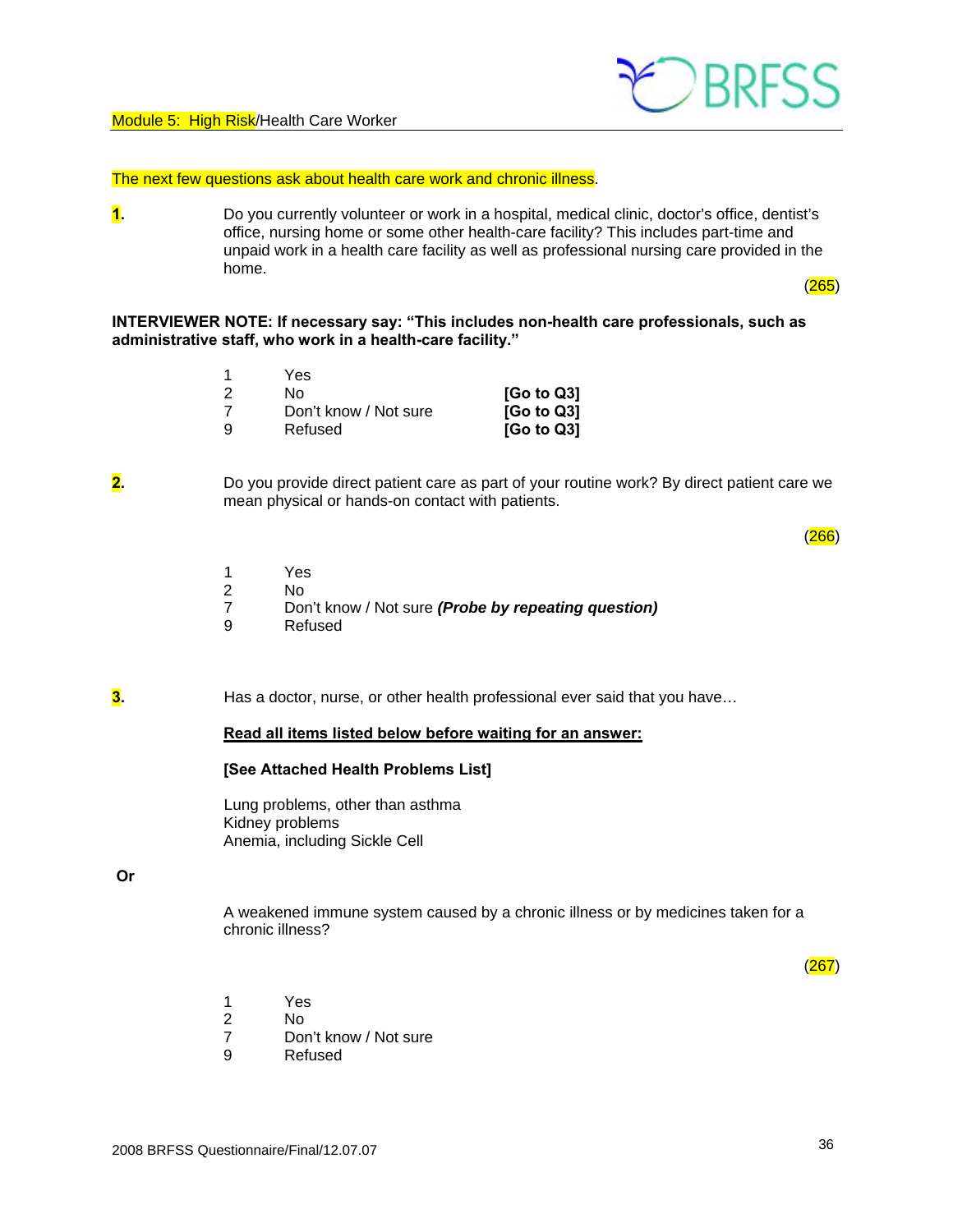## Module 5: High Risk/Health Care Worker

The next few questions ask about health care work and chronic illness.

**1.** Do you currently volunteer or work in a hospital, medical clinic, doctor's office, dentist's office, nursing home or some other health-care facility? This includes part-time and unpaid work in a health care facility as well as professional nursing care provided in the home.

(265)

**INTERVIEWER NOTE: If necessary say: "This includes non-health care professionals, such as administrative staff, who work in a health-care facility."**

1 Yes
2 No **[Go to Q3]**
7 Don't know / Not sure **[Go to Q3]**
9 Refused **[Go to Q3]**

**2.** Do you provide direct patient care as part of your routine work? By direct patient care we mean physical or hands-on contact with patients.

(266)

1 Yes
2 No
7 Don't know / Not sure ***(Probe by repeating question)***
9 Refused

**3.** Has a doctor, nurse, or other health professional ever said that you have…

**<u>Read all items listed below before waiting for an answer:</u>**

**[See Attached Health Problems List]**

Lung problems, other than asthma
Kidney problems
Anemia, including Sickle Cell

**Or**

A weakened immune system caused by a chronic illness or by medicines taken for a chronic illness?

(267)

1 Yes
2 No
7 Don't know / Not sure
9 Refused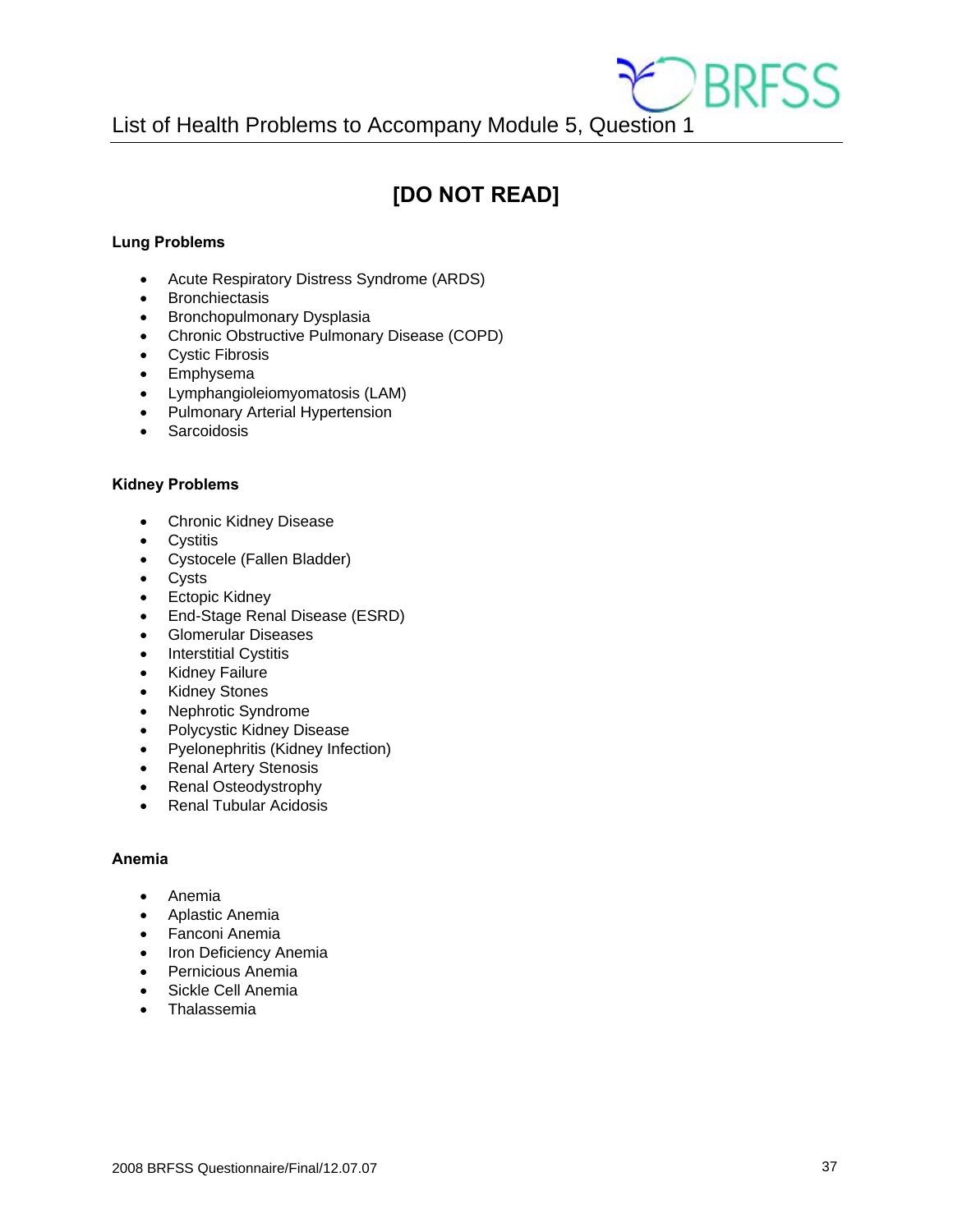# List of Health Problems to Accompany Module 5, Question 1

## [DO NOT READ]

**Lung Problems**

- Acute Respiratory Distress Syndrome (ARDS)
- Bronchiectasis
- Bronchopulmonary Dysplasia
- Chronic Obstructive Pulmonary Disease (COPD)
- Cystic Fibrosis
- Emphysema
- Lymphangioleiomyomatosis (LAM)
- Pulmonary Arterial Hypertension
- Sarcoidosis

**Kidney Problems**

- Chronic Kidney Disease
- Cystitis
- Cystocele (Fallen Bladder)
- Cysts
- Ectopic Kidney
- End-Stage Renal Disease (ESRD)
- Glomerular Diseases
- Interstitial Cystitis
- Kidney Failure
- Kidney Stones
- Nephrotic Syndrome
- Polycystic Kidney Disease
- Pyelonephritis (Kidney Infection)
- Renal Artery Stenosis
- Renal Osteodystrophy
- Renal Tubular Acidosis

**Anemia**

- Anemia
- Aplastic Anemia
- Fanconi Anemia
- Iron Deficiency Anemia
- Pernicious Anemia
- Sickle Cell Anemia
- Thalassemia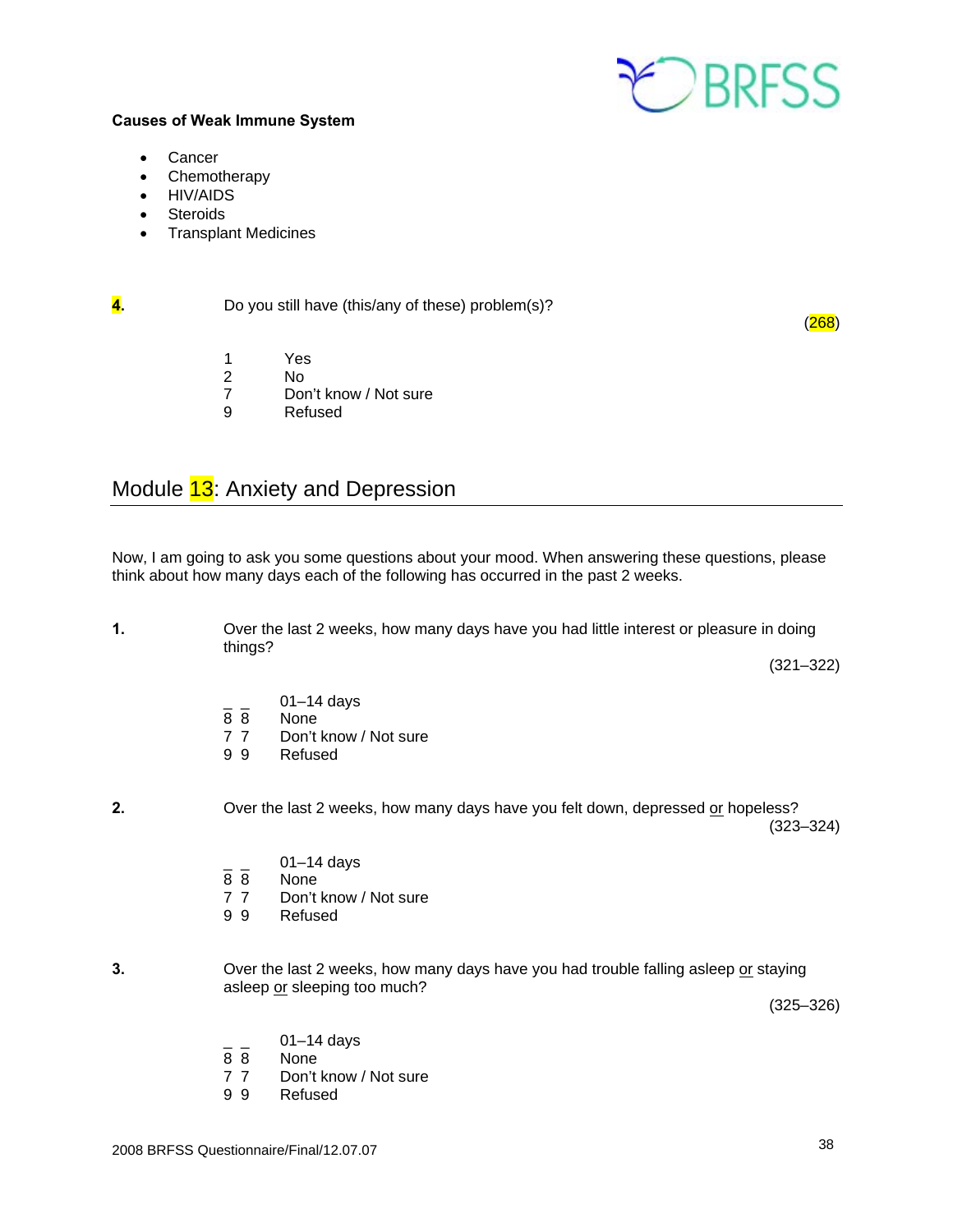**Causes of Weak Immune System**

- Cancer
- Chemotherapy
- HIV/AIDS
- Steroids
- Transplant Medicines

**4.** Do you still have (this/any of these) problem(s)?

(268)

1 Yes
2 No
7 Don't know / Not sure
9 Refused

## Module 13: Anxiety and Depression

Now, I am going to ask you some questions about your mood. When answering these questions, please think about how many days each of the following has occurred in the past 2 weeks.

**1.** Over the last 2 weeks, how many days have you had little interest or pleasure in doing things?

(321–322)

_ _ 01–14 days
8 8 None
7 7 Don't know / Not sure
9 9 Refused

**2.** Over the last 2 weeks, how many days have you felt down, depressed or hopeless?

(323–324)

_ _ 01–14 days
8 8 None
7 7 Don't know / Not sure
9 9 Refused

**3.** Over the last 2 weeks, how many days have you had trouble falling asleep or staying asleep or sleeping too much?

(325–326)

_ _ 01–14 days
8 8 None
7 7 Don't know / Not sure
9 9 Refused

2008 BRFSS Questionnaire/Final/12.07.07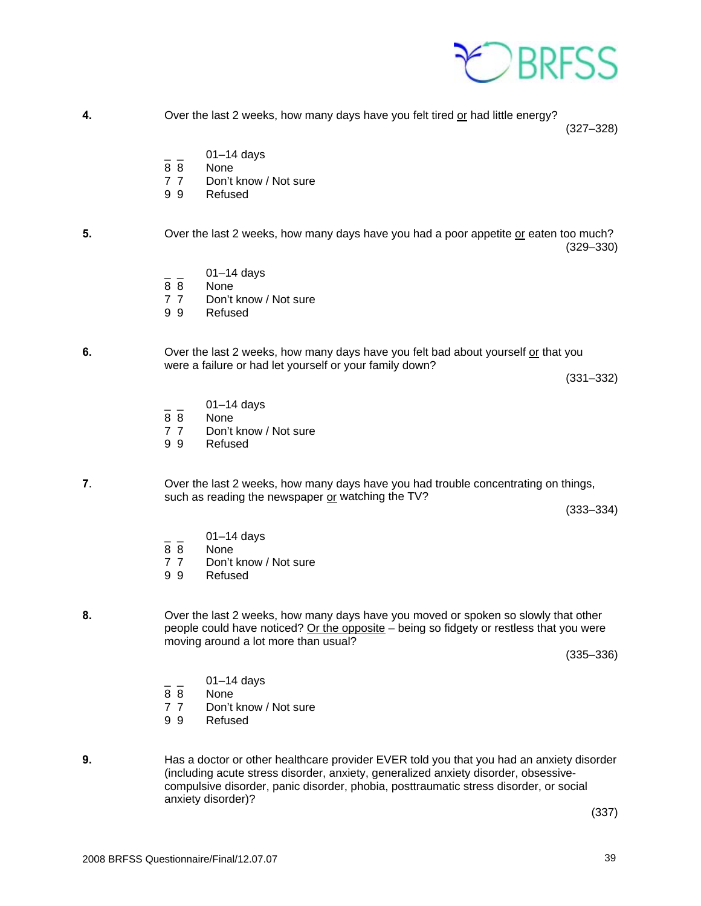**4.** Over the last 2 weeks, how many days have you felt tired <u>or</u> had little energy?

(327–328)

_ _ 01–14 days
8 8 None
7 7 Don't know / Not sure
9 9 Refused

**5.** Over the last 2 weeks, how many days have you had a poor appetite <u>or</u> eaten too much?

(329–330)

_ _ 01–14 days
8 8 None
7 7 Don't know / Not sure
9 9 Refused

**6.** Over the last 2 weeks, how many days have you felt bad about yourself <u>or</u> that you were a failure or had let yourself or your family down?

(331–332)

_ _ 01–14 days
8 8 None
7 7 Don't know / Not sure
9 9 Refused

**7.** Over the last 2 weeks, how many days have you had trouble concentrating on things, such as reading the newspaper <u>or</u> watching the TV?

(333–334)

_ _ 01–14 days
8 8 None
7 7 Don't know / Not sure
9 9 Refused

**8.** Over the last 2 weeks, how many days have you moved or spoken so slowly that other people could have noticed? <u>Or the opposite</u> – being so fidgety or restless that you were moving around a lot more than usual?

(335–336)

_ _ 01–14 days
8 8 None
7 7 Don't know / Not sure
9 9 Refused

**9.** Has a doctor or other healthcare provider EVER told you that you had an anxiety disorder (including acute stress disorder, anxiety, generalized anxiety disorder, obsessive-compulsive disorder, panic disorder, phobia, posttraumatic stress disorder, or social anxiety disorder)?

(337)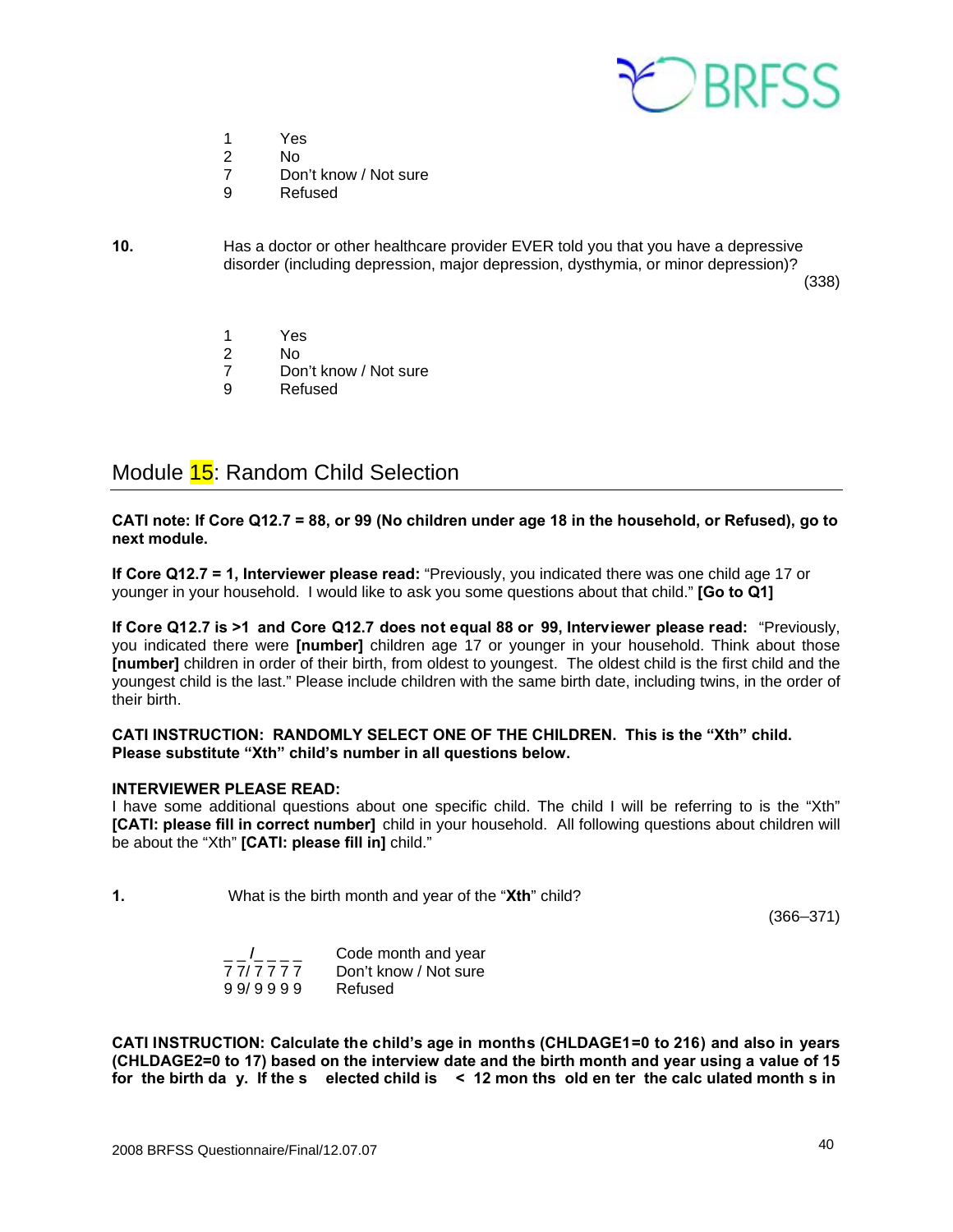1 Yes
2 No
7 Don't know / Not sure
9 Refused

**10.** Has a doctor or other healthcare provider EVER told you that you have a depressive disorder (including depression, major depression, dysthymia, or minor depression)?

(338)

1 Yes
2 No
7 Don't know / Not sure
9 Refused

## Module 15: Random Child Selection

**CATI note: If Core Q12.7 = 88, or 99 (No children under age 18 in the household, or Refused), go to next module.**

**If Core Q12.7 = 1, Interviewer please read:** "Previously, you indicated there was one child age 17 or younger in your household. I would like to ask you some questions about that child." **[Go to Q1]**

**If Core Q12.7 is >1 and Core Q12.7 does not equal 88 or 99, Interviewer please read:** "Previously, you indicated there were **[number]** children age 17 or younger in your household. Think about those **[number]** children in order of their birth, from oldest to youngest. The oldest child is the first child and the youngest child is the last." Please include children with the same birth date, including twins, in the order of their birth.

**CATI INSTRUCTION: RANDOMLY SELECT ONE OF THE CHILDREN. This is the "Xth" child. Please substitute "Xth" child's number in all questions below.**

**INTERVIEWER PLEASE READ:**
I have some additional questions about one specific child. The child I will be referring to is the "Xth" **[CATI: please fill in correct number]** child in your household. All following questions about children will be about the "Xth" **[CATI: please fill in]** child."

**1.** What is the birth month and year of the "**Xth**" child?

(366–371)

_ _/_ _ _ _ Code month and year
7 7/ 7 7 7 7 Don't know / Not sure
9 9/ 9 9 9 9 Refused

**CATI INSTRUCTION: Calculate the child's age in months (CHLDAGE1=0 to 216) and also in years (CHLDAGE2=0 to 17) based on the interview date and the birth month and year using a value of 15 for the birth day. If the selected child is < 12 months old enter the calculated months in**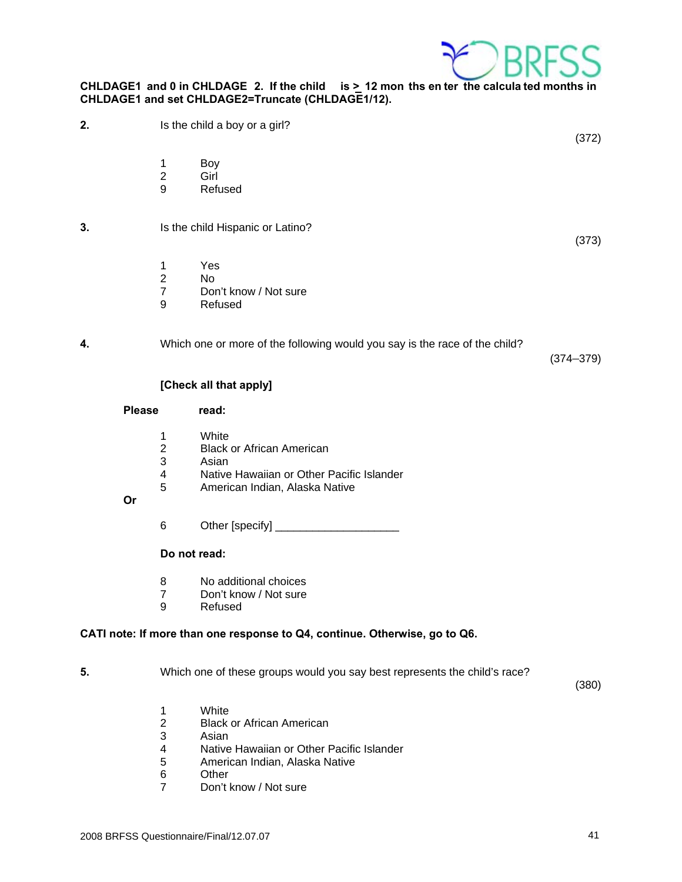**CHLDAGE1 and 0 in CHLDAGE 2. If the child is ≥ 12 months enter the calculated months in CHLDAGE1 and set CHLDAGE2=Truncate (CHLDAGE1/12).**

**2.** Is the child a boy or a girl? (372)

1 Boy
2 Girl
9 Refused

**3.** Is the child Hispanic or Latino? (373)

1 Yes
2 No
7 Don't know / Not sure
9 Refused

**4.** Which one or more of the following would you say is the race of the child? (374–379)

**[Check all that apply]**

**Please read:**

1 White
2 Black or African American
3 Asian
4 Native Hawaiian or Other Pacific Islander
5 American Indian, Alaska Native

**Or**

6 Other [specify] ____________________

**Do not read:**

8 No additional choices
7 Don't know / Not sure
9 Refused

**CATI note: If more than one response to Q4, continue. Otherwise, go to Q6.**

**5.** Which one of these groups would you say best represents the child's race? (380)

1 White
2 Black or African American
3 Asian
4 Native Hawaiian or Other Pacific Islander
5 American Indian, Alaska Native
6 Other
7 Don't know / Not sure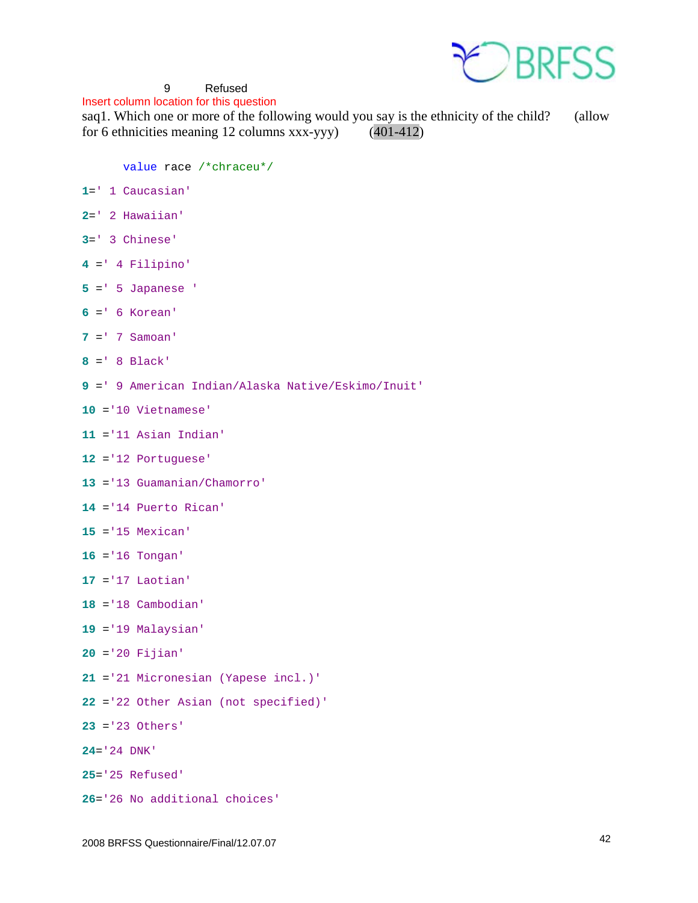9 Refused

Insert column location for this question

saq1. Which one or more of the following would you say is the ethnicity of the child? (allow for 6 ethnicities meaning 12 columns xxx-yyy) (401-412)

```
value race /*chraceu*/
1=' 1 Caucasian'
2=' 2 Hawaiian'
3=' 3 Chinese'
4 =' 4 Filipino'
5 =' 5 Japanese '
6 =' 6 Korean'
7 =' 7 Samoan'
8 =' 8 Black'
9 =' 9 American Indian/Alaska Native/Eskimo/Inuit'
10 ='10 Vietnamese'
11 ='11 Asian Indian'
12 ='12 Portuguese'
13 ='13 Guamanian/Chamorro'
14 ='14 Puerto Rican'
15 ='15 Mexican'
16 ='16 Tongan'
17 ='17 Laotian'
18 ='18 Cambodian'
19 ='19 Malaysian'
20 ='20 Fijian'
21 ='21 Micronesian (Yapese incl.)'
22 ='22 Other Asian (not specified)'
23 ='23 Others'
24='24 DNK'
25='25 Refused'
26='26 No additional choices'
```

2008 BRFSS Questionnaire/Final/12.07.07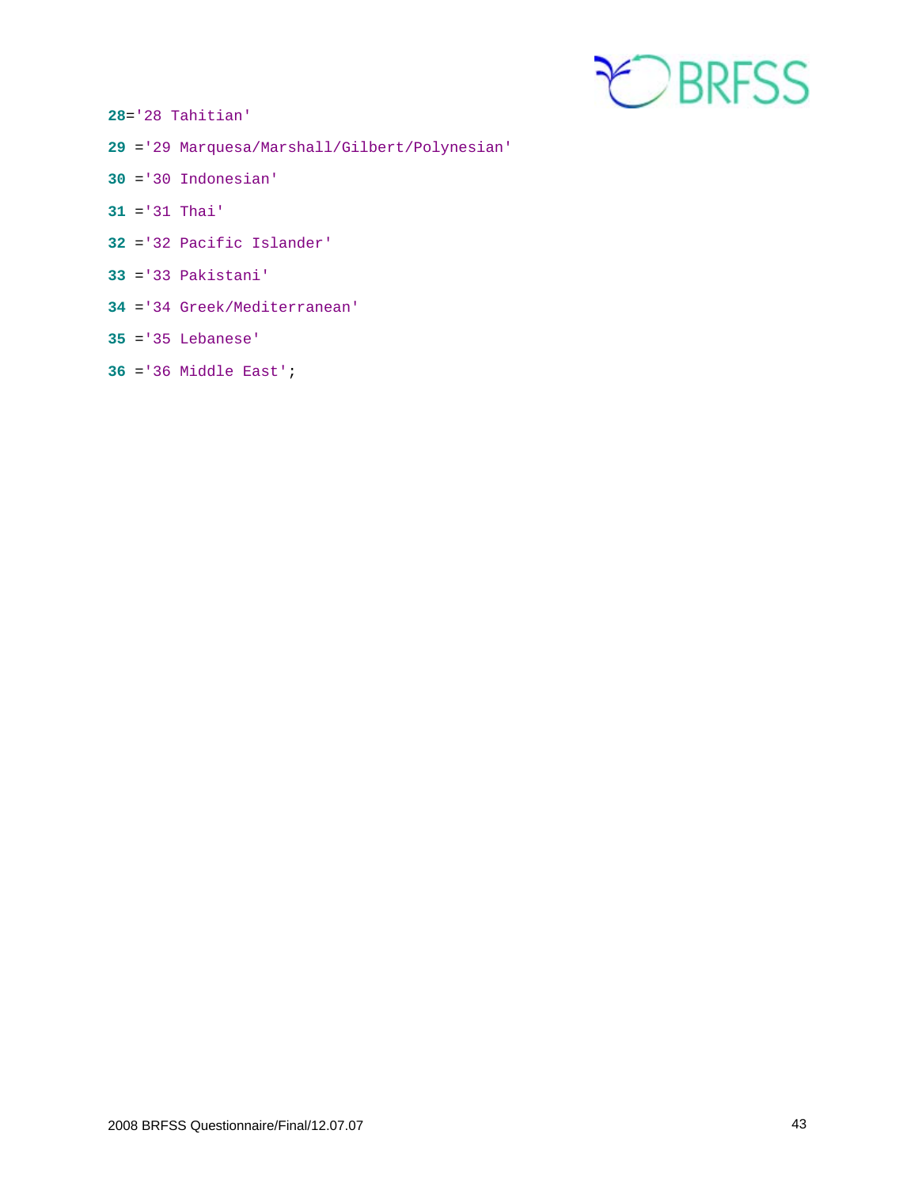```
28='28 Tahitian'
29 ='29 Marquesa/Marshall/Gilbert/Polynesian'
30 ='30 Indonesian'
31 ='31 Thai'
32 ='32 Pacific Islander'
33 ='33 Pakistani'
34 ='34 Greek/Mediterranean'
35 ='35 Lebanese'
36 ='36 Middle East';
```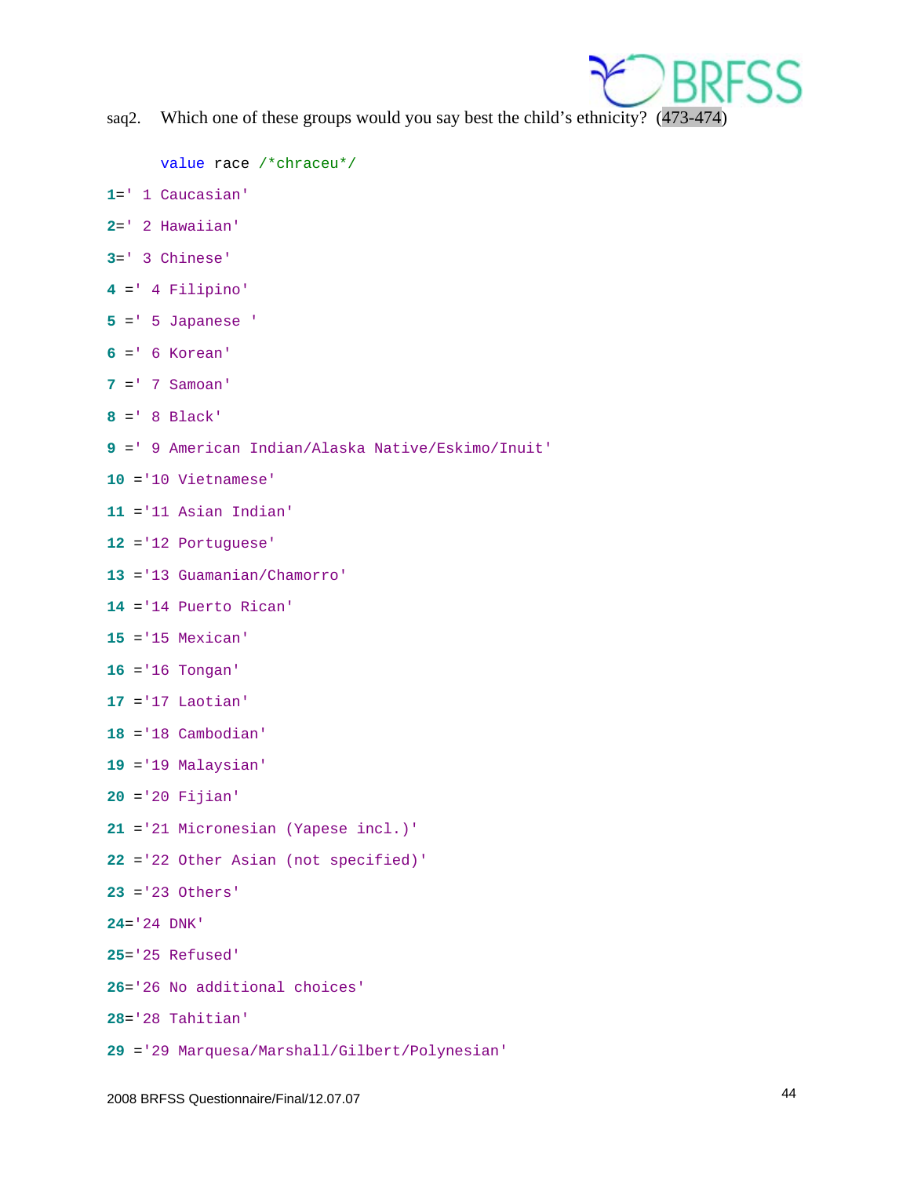saq2. Which one of these groups would you say best the child's ethnicity? (473-474)

```
value race /*chraceu*/
1=' 1 Caucasian'
2=' 2 Hawaiian'
3=' 3 Chinese'
4 =' 4 Filipino'
5 =' 5 Japanese '
6 =' 6 Korean'
7 =' 7 Samoan'
8 =' 8 Black'
9 =' 9 American Indian/Alaska Native/Eskimo/Inuit'
10 ='10 Vietnamese'
11 ='11 Asian Indian'
12 ='12 Portuguese'
13 ='13 Guamanian/Chamorro'
14 ='14 Puerto Rican'
15 ='15 Mexican'
16 ='16 Tongan'
17 ='17 Laotian'
18 ='18 Cambodian'
19 ='19 Malaysian'
20 ='20 Fijian'
21 ='21 Micronesian (Yapese incl.)'
22 ='22 Other Asian (not specified)'
23 ='23 Others'
24='24 DNK'
25='25 Refused'
26='26 No additional choices'
28='28 Tahitian'
29 ='29 Marquesa/Marshall/Gilbert/Polynesian'
```

2008 BRFSS Questionnaire/Final/12.07.07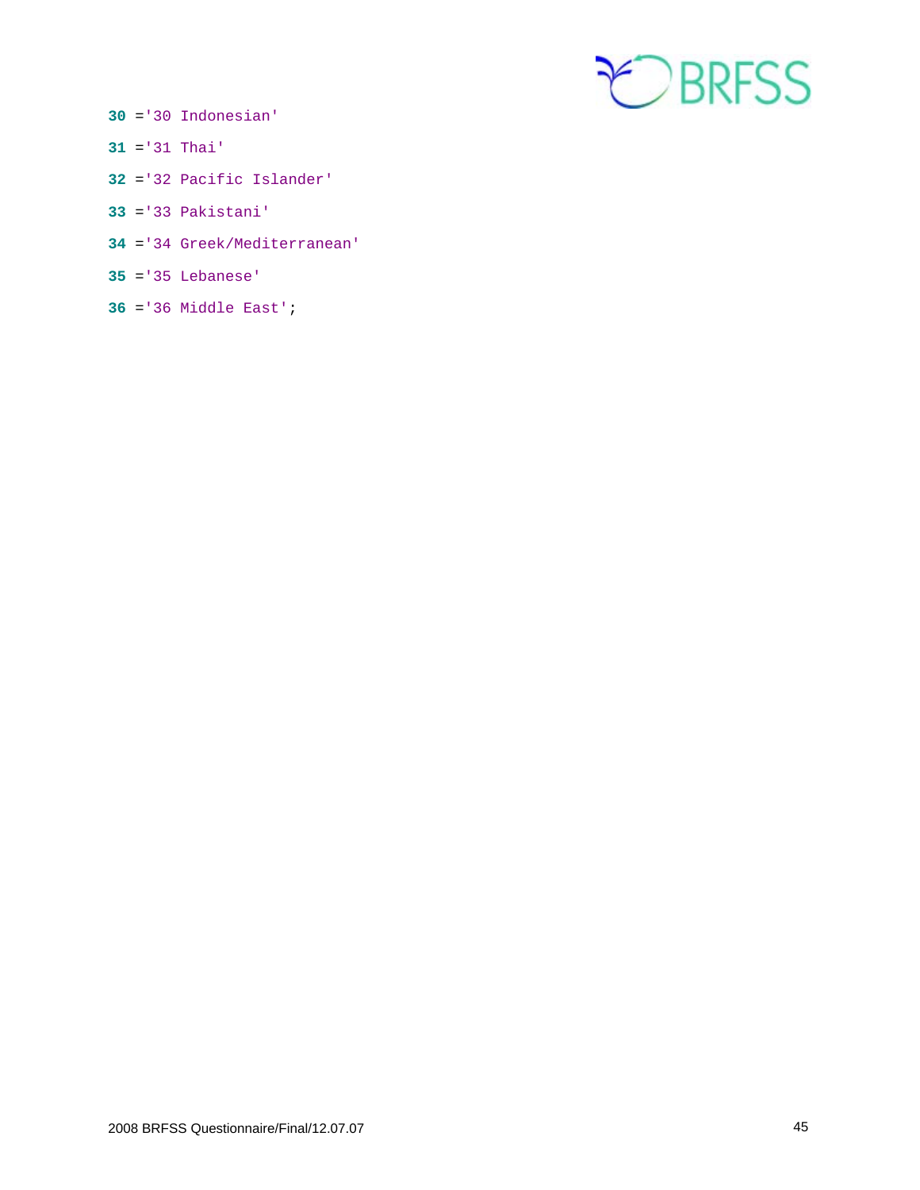```
30 ='30 Indonesian'
31 ='31 Thai'
32 ='32 Pacific Islander'
33 ='33 Pakistani'
34 ='34 Greek/Mediterranean'
35 ='35 Lebanese'
36 ='36 Middle East';
```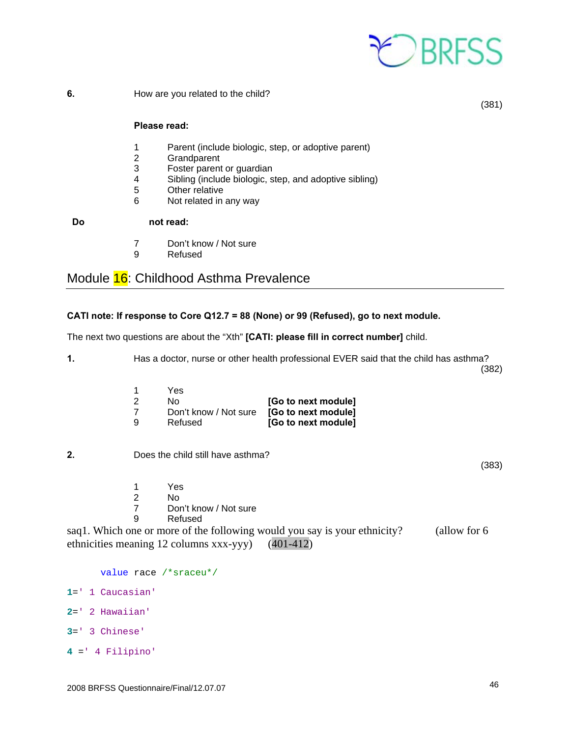**6.** How are you related to the child? (381)

**Please read:**

1 Parent (include biologic, step, or adoptive parent)
2 Grandparent
3 Foster parent or guardian
4 Sibling (include biologic, step, and adoptive sibling)
5 Other relative
6 Not related in any way

**Do not read:**

7 Don't know / Not sure
9 Refused

## Module 16: Childhood Asthma Prevalence

**CATI note: If response to Core Q12.7 = 88 (None) or 99 (Refused), go to next module.**

The next two questions are about the "Xth" **[CATI: please fill in correct number]** child.

**1.** Has a doctor, nurse or other health professional EVER said that the child has asthma? (382)

1 Yes
2 No **[Go to next module]**
7 Don't know / Not sure **[Go to next module]**
9 Refused **[Go to next module]**

**2.** Does the child still have asthma? (383)

1 Yes
2 No
7 Don't know / Not sure
9 Refused

saq1. Which one or more of the following would you say is your ethnicity? (allow for 6 ethnicities meaning 12 columns xxx-yyy) (401-412)

```
value race /*sraceu*/
1=' 1 Caucasian'
2=' 2 Hawaiian'
3=' 3 Chinese'
4 =' 4 Filipino'
```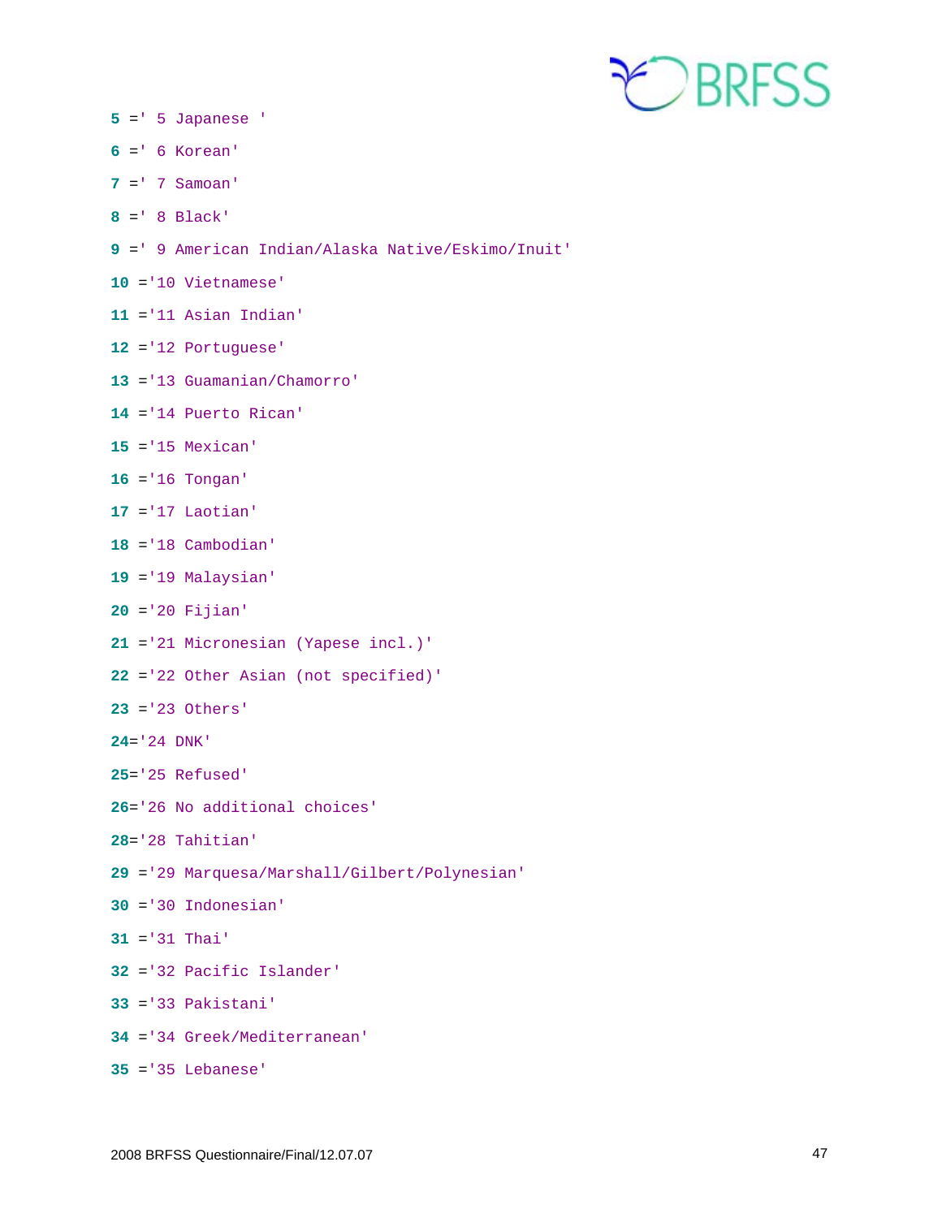```
5 =' 5 Japanese '
6 =' 6 Korean'
7 =' 7 Samoan'
8 =' 8 Black'
9 =' 9 American Indian/Alaska Native/Eskimo/Inuit'
10 ='10 Vietnamese'
11 ='11 Asian Indian'
12 ='12 Portuguese'
13 ='13 Guamanian/Chamorro'
14 ='14 Puerto Rican'
15 ='15 Mexican'
16 ='16 Tongan'
17 ='17 Laotian'
18 ='18 Cambodian'
19 ='19 Malaysian'
20 ='20 Fijian'
21 ='21 Micronesian (Yapese incl.)'
22 ='22 Other Asian (not specified)'
23 ='23 Others'
24='24 DNK'
25='25 Refused'
26='26 No additional choices'
28='28 Tahitian'
29 ='29 Marquesa/Marshall/Gilbert/Polynesian'
30 ='30 Indonesian'
31 ='31 Thai'
32 ='32 Pacific Islander'
33 ='33 Pakistani'
34 ='34 Greek/Mediterranean'
35 ='35 Lebanese'
```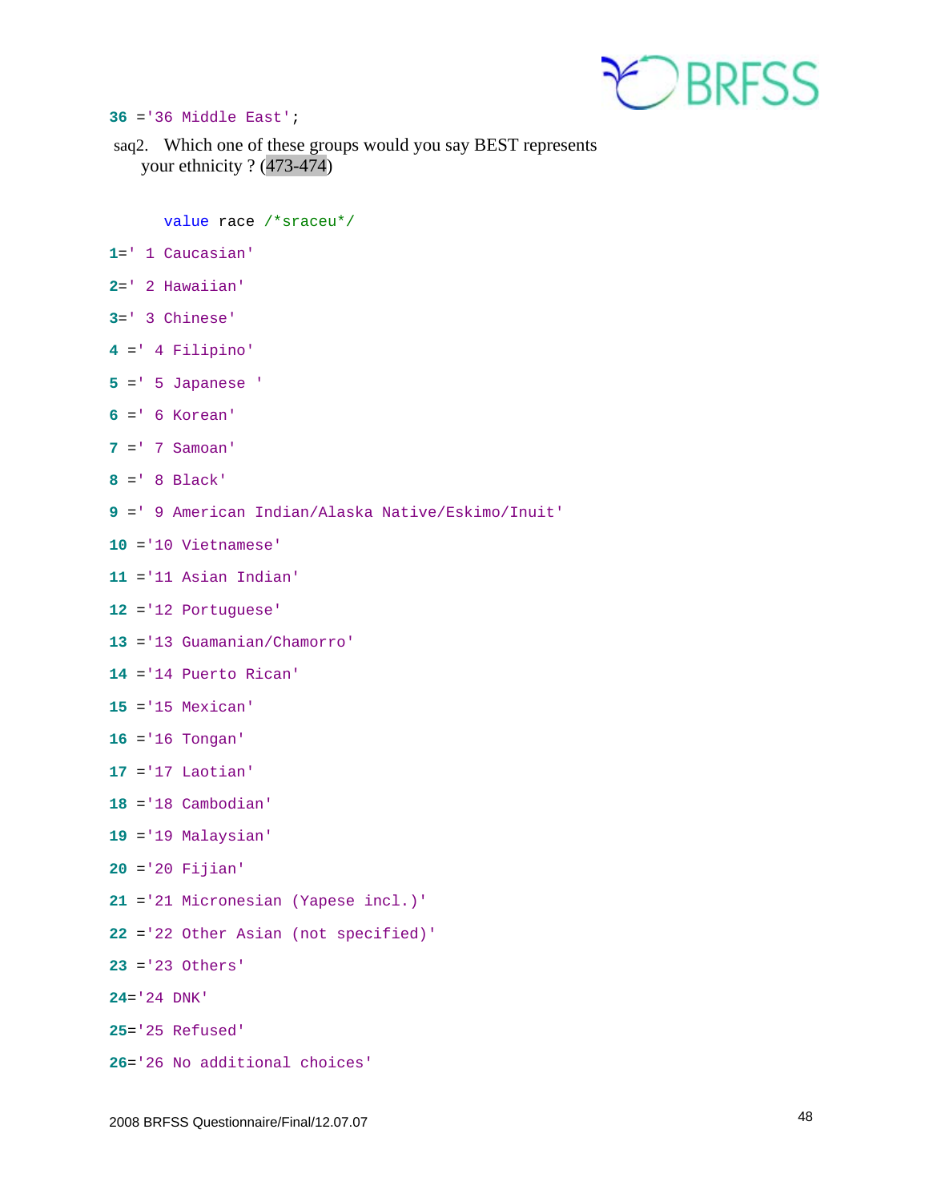```
36 ='36 Middle East';
```

saq2. Which one of these groups would you say BEST represents your ethnicity ? (473-474)

```
      value race /*sraceu*/
1=' 1 Caucasian'
2=' 2 Hawaiian'
3=' 3 Chinese'
4 =' 4 Filipino'
5 =' 5 Japanese '
6 =' 6 Korean'
7 =' 7 Samoan'
8 =' 8 Black'
9 =' 9 American Indian/Alaska Native/Eskimo/Inuit'
10 ='10 Vietnamese'
11 ='11 Asian Indian'
12 ='12 Portuguese'
13 ='13 Guamanian/Chamorro'
14 ='14 Puerto Rican'
15 ='15 Mexican'
16 ='16 Tongan'
17 ='17 Laotian'
18 ='18 Cambodian'
19 ='19 Malaysian'
20 ='20 Fijian'
21 ='21 Micronesian (Yapese incl.)'
22 ='22 Other Asian (not specified)'
23 ='23 Others'
24='24 DNK'
25='25 Refused'
26='26 No additional choices'
```

2008 BRFSS Questionnaire/Final/12.07.07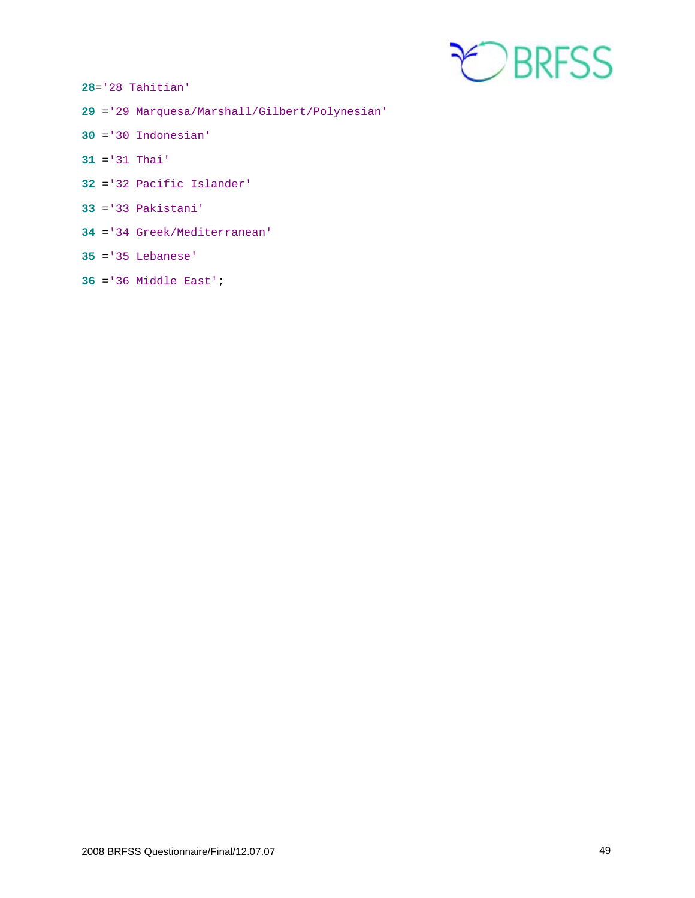```
28='28 Tahitian'
29 ='29 Marquesa/Marshall/Gilbert/Polynesian'
30 ='30 Indonesian'
31 ='31 Thai'
32 ='32 Pacific Islander'
33 ='33 Pakistani'
34 ='34 Greek/Mediterranean'
35 ='35 Lebanese'
36 ='36 Middle East';
```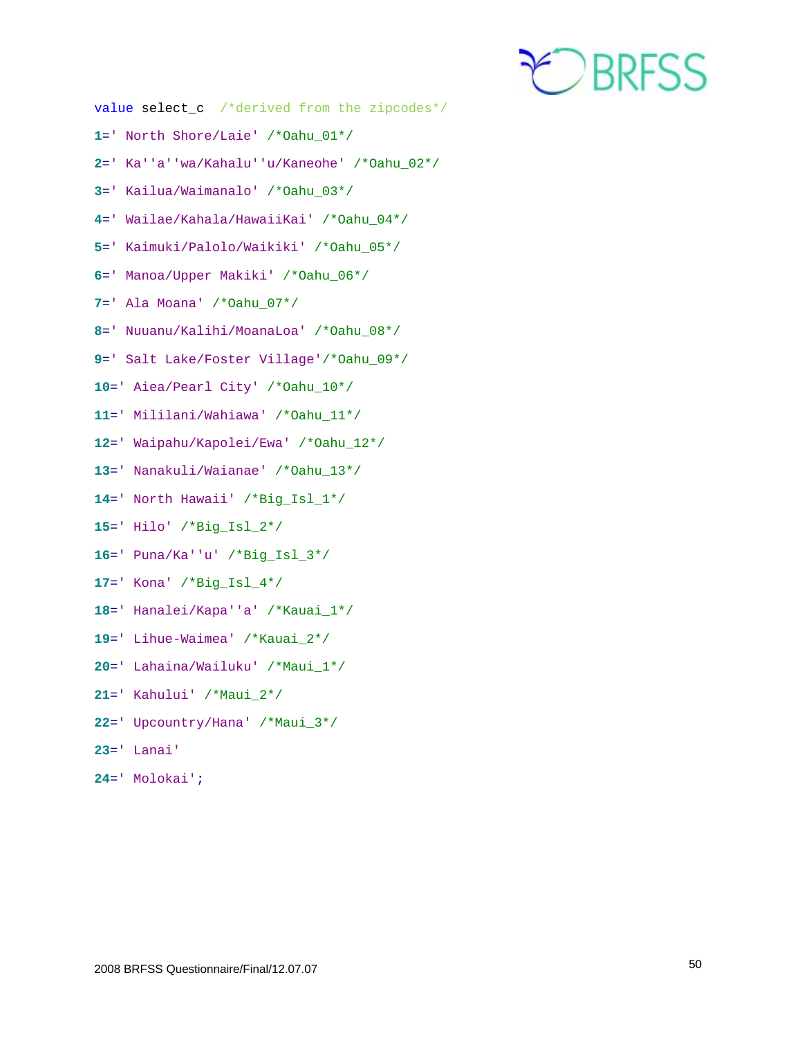```
value select_c  /*derived from the zipcodes*/
1=' North Shore/Laie' /*Oahu_01*/
2=' Ka''a''wa/Kahalu''u/Kaneohe' /*Oahu_02*/
3=' Kailua/Waimanalo' /*Oahu_03*/
4=' Wailae/Kahala/HawaiiKai' /*Oahu_04*/
5=' Kaimuki/Palolo/Waikiki' /*Oahu_05*/
6=' Manoa/Upper Makiki' /*Oahu_06*/
7=' Ala Moana' /*Oahu_07*/
8=' Nuuanu/Kalihi/MoanaLoa' /*Oahu_08*/
9=' Salt Lake/Foster Village'/*Oahu_09*/
10=' Aiea/Pearl City' /*Oahu_10*/
11=' Mililani/Wahiawa' /*Oahu_11*/
12=' Waipahu/Kapolei/Ewa' /*Oahu_12*/
13=' Nanakuli/Waianae' /*Oahu_13*/
14=' North Hawaii' /*Big_Isl_1*/
15=' Hilo' /*Big_Isl_2*/
16=' Puna/Ka''u' /*Big_Isl_3*/
17=' Kona' /*Big_Isl_4*/
18=' Hanalei/Kapa''a' /*Kauai_1*/
19=' Lihue-Waimea' /*Kauai_2*/
20=' Lahaina/Wailuku' /*Maui_1*/
21=' Kahului' /*Maui_2*/
22=' Upcountry/Hana' /*Maui_3*/
23=' Lanai'
24=' Molokai';
```